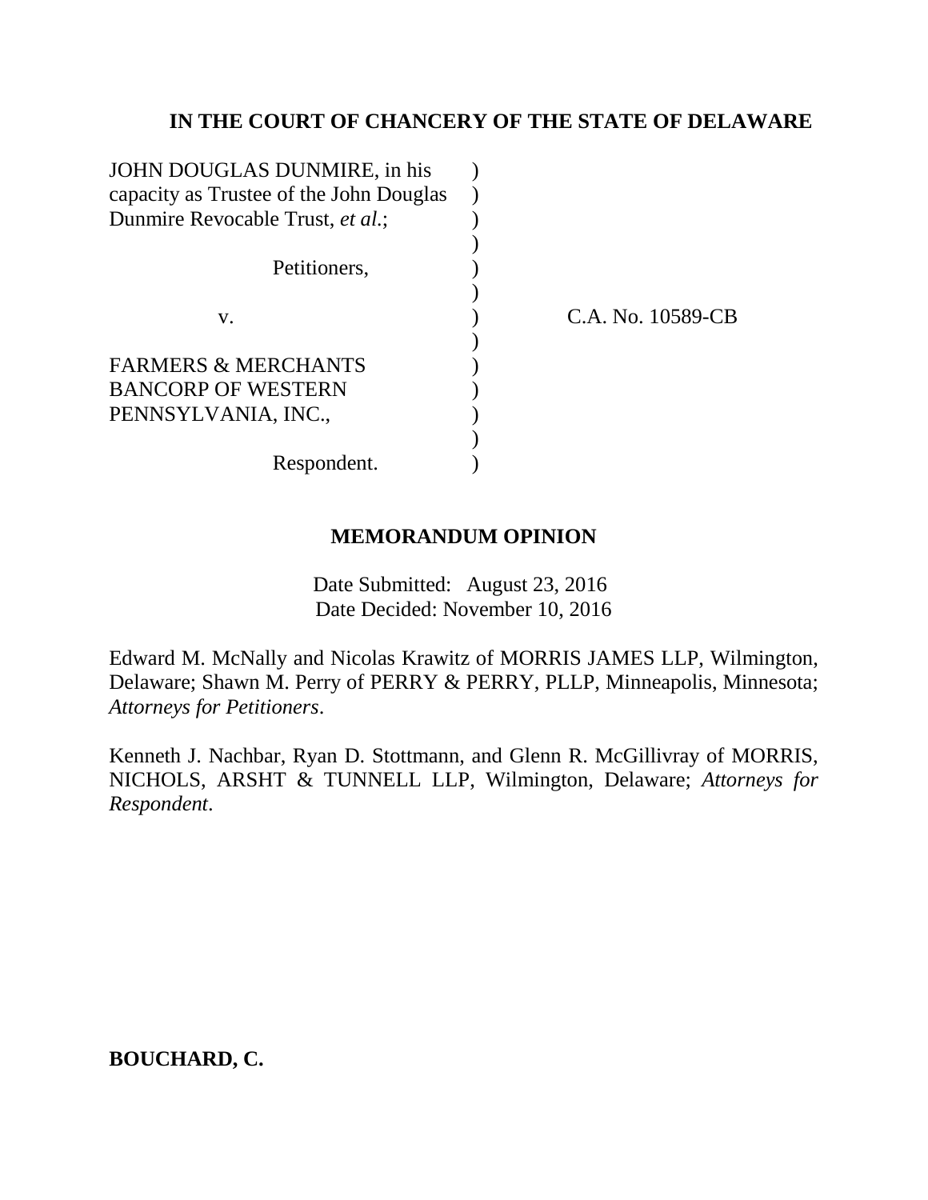**IN THE COURT OF CHANCERY OF THE STATE OF DELAWARE**

| | | |
|---|---|---|
| JOHN DOUGLAS DUNMIRE, in his capacity as Trustee of the John Douglas Dunmire Revocable Trust, *et al*.; | ) | |
| Petitioners, | ) | |
| v. | ) | C.A. No. 10589-CB |
| FARMERS & MERCHANTS BANCORP OF WESTERN PENNSYLVANIA, INC., | ) | |
| Respondent. | ) | |

**MEMORANDUM OPINION**

Date Submitted: August 23, 2016
Date Decided: November 10, 2016

Edward M. McNally and Nicolas Krawitz of MORRIS JAMES LLP, Wilmington, Delaware; Shawn M. Perry of PERRY & PERRY, PLLP, Minneapolis, Minnesota; *Attorneys for Petitioners*.

Kenneth J. Nachbar, Ryan D. Stottmann, and Glenn R. McGillivray of MORRIS, NICHOLS, ARSHT & TUNNELL LLP, Wilmington, Delaware; *Attorneys for Respondent*.

**BOUCHARD, C.**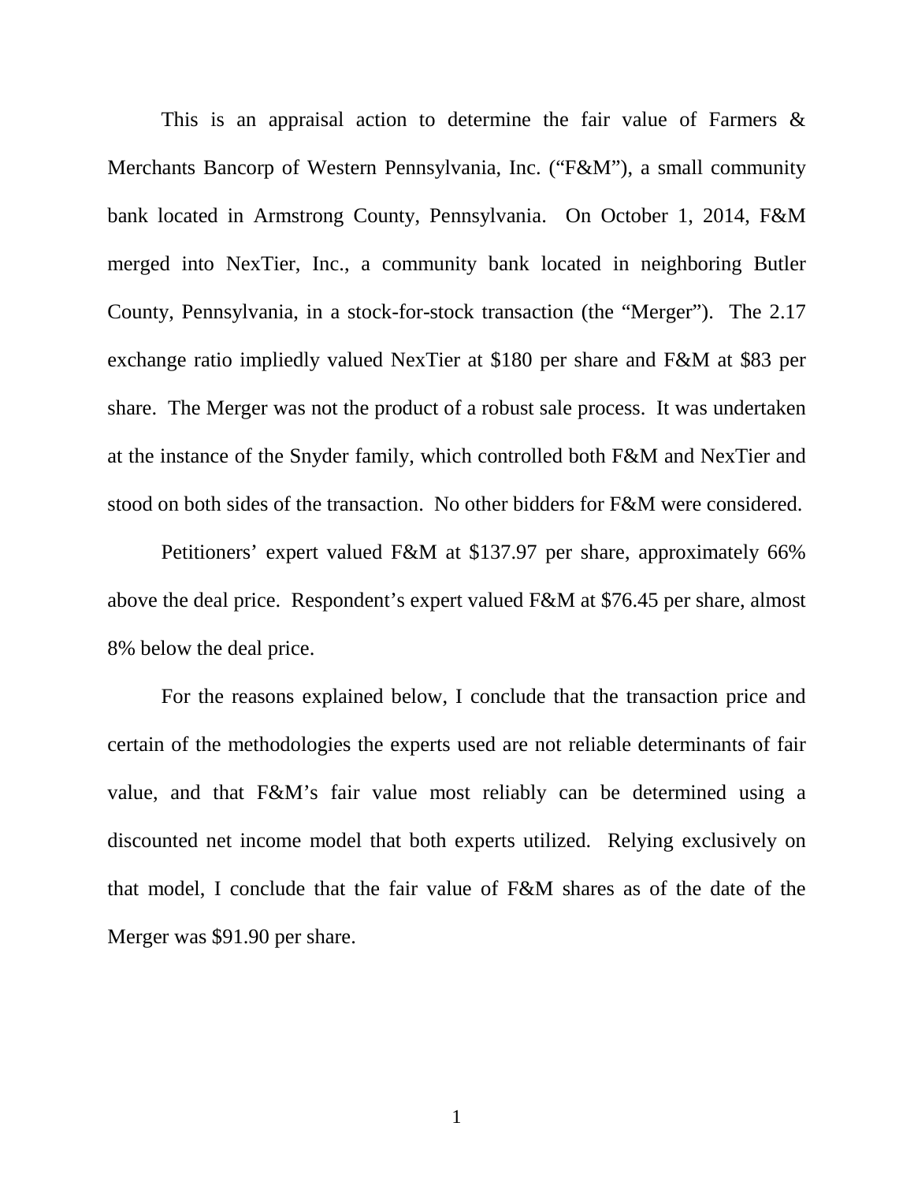This is an appraisal action to determine the fair value of Farmers & Merchants Bancorp of Western Pennsylvania, Inc. ("F&M"), a small community bank located in Armstrong County, Pennsylvania. On October 1, 2014, F&M merged into NexTier, Inc., a community bank located in neighboring Butler County, Pennsylvania, in a stock-for-stock transaction (the "Merger"). The 2.17 exchange ratio impliedly valued NexTier at $180 per share and F&M at $83 per share. The Merger was not the product of a robust sale process. It was undertaken at the instance of the Snyder family, which controlled both F&M and NexTier and stood on both sides of the transaction. No other bidders for F&M were considered.

Petitioners' expert valued F&M at $137.97 per share, approximately 66% above the deal price. Respondent's expert valued F&M at $76.45 per share, almost 8% below the deal price.

For the reasons explained below, I conclude that the transaction price and certain of the methodologies the experts used are not reliable determinants of fair value, and that F&M's fair value most reliably can be determined using a discounted net income model that both experts utilized. Relying exclusively on that model, I conclude that the fair value of F&M shares as of the date of the Merger was $91.90 per share.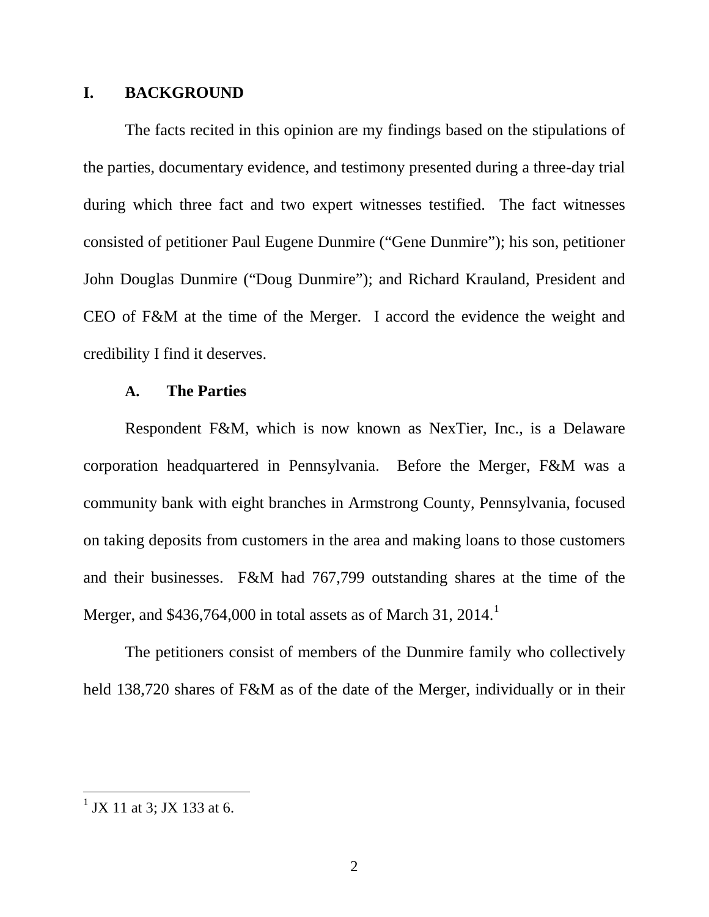# I. BACKGROUND

The facts recited in this opinion are my findings based on the stipulations of the parties, documentary evidence, and testimony presented during a three-day trial during which three fact and two expert witnesses testified. The fact witnesses consisted of petitioner Paul Eugene Dunmire ("Gene Dunmire"); his son, petitioner John Douglas Dunmire ("Doug Dunmire"); and Richard Krauland, President and CEO of F&M at the time of the Merger. I accord the evidence the weight and credibility I find it deserves.

## A. The Parties

Respondent F&M, which is now known as NexTier, Inc., is a Delaware corporation headquartered in Pennsylvania. Before the Merger, F&M was a community bank with eight branches in Armstrong County, Pennsylvania, focused on taking deposits from customers in the area and making loans to those customers and their businesses. F&M had 767,799 outstanding shares at the time of the Merger, and $436,764,000 in total assets as of March 31, 2014.[1]

The petitioners consist of members of the Dunmire family who collectively held 138,720 shares of F&M as of the date of the Merger, individually or in their

[1] JX 11 at 3; JX 133 at 6.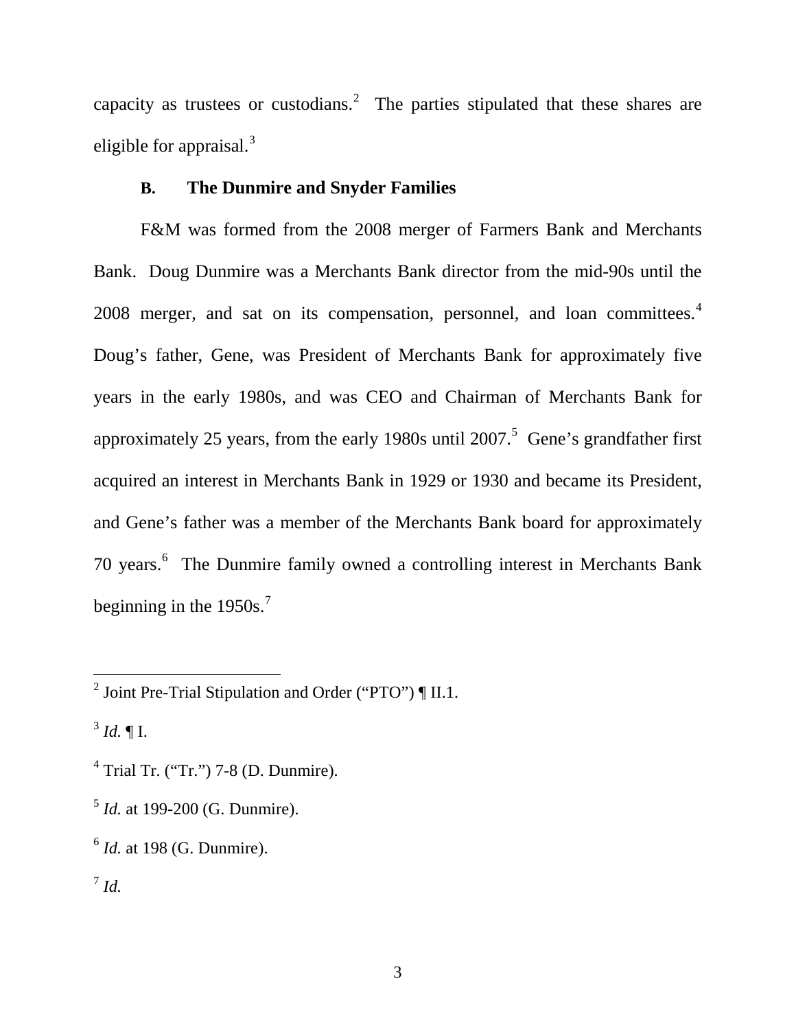capacity as trustees or custodians.[2] The parties stipulated that these shares are eligible for appraisal.[3]

### B. The Dunmire and Snyder Families

F&M was formed from the 2008 merger of Farmers Bank and Merchants Bank. Doug Dunmire was a Merchants Bank director from the mid-90s until the 2008 merger, and sat on its compensation, personnel, and loan committees.[4] Doug's father, Gene, was President of Merchants Bank for approximately five years in the early 1980s, and was CEO and Chairman of Merchants Bank for approximately 25 years, from the early 1980s until 2007.[5] Gene's grandfather first acquired an interest in Merchants Bank in 1929 or 1930 and became its President, and Gene's father was a member of the Merchants Bank board for approximately 70 years.[6] The Dunmire family owned a controlling interest in Merchants Bank beginning in the 1950s.[7]

---

[2] Joint Pre-Trial Stipulation and Order ("PTO") ¶ II.1.

[3] *Id.* ¶ I.

[4] Trial Tr. ("Tr.") 7-8 (D. Dunmire).

[5] *Id.* at 199-200 (G. Dunmire).

[6] *Id.* at 198 (G. Dunmire).

[7] *Id.*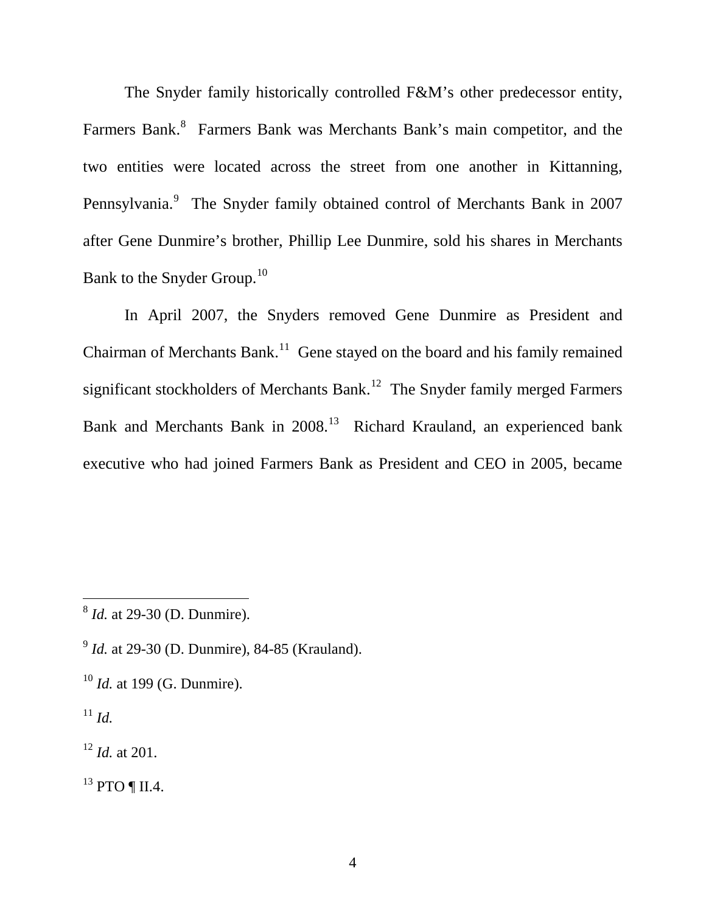The Snyder family historically controlled F&M's other predecessor entity, Farmers Bank.[8] Farmers Bank was Merchants Bank's main competitor, and the two entities were located across the street from one another in Kittanning, Pennsylvania.[9] The Snyder family obtained control of Merchants Bank in 2007 after Gene Dunmire's brother, Phillip Lee Dunmire, sold his shares in Merchants Bank to the Snyder Group.[10]

In April 2007, the Snyders removed Gene Dunmire as President and Chairman of Merchants Bank.[11] Gene stayed on the board and his family remained significant stockholders of Merchants Bank.[12] The Snyder family merged Farmers Bank and Merchants Bank in 2008.[13] Richard Krauland, an experienced bank executive who had joined Farmers Bank as President and CEO in 2005, became

---

[8] *Id.* at 29-30 (D. Dunmire).

[9] *Id.* at 29-30 (D. Dunmire), 84-85 (Krauland).

[10] *Id.* at 199 (G. Dunmire).

[11] *Id.*

[12] *Id.* at 201.

[13] PTO ¶ II.4.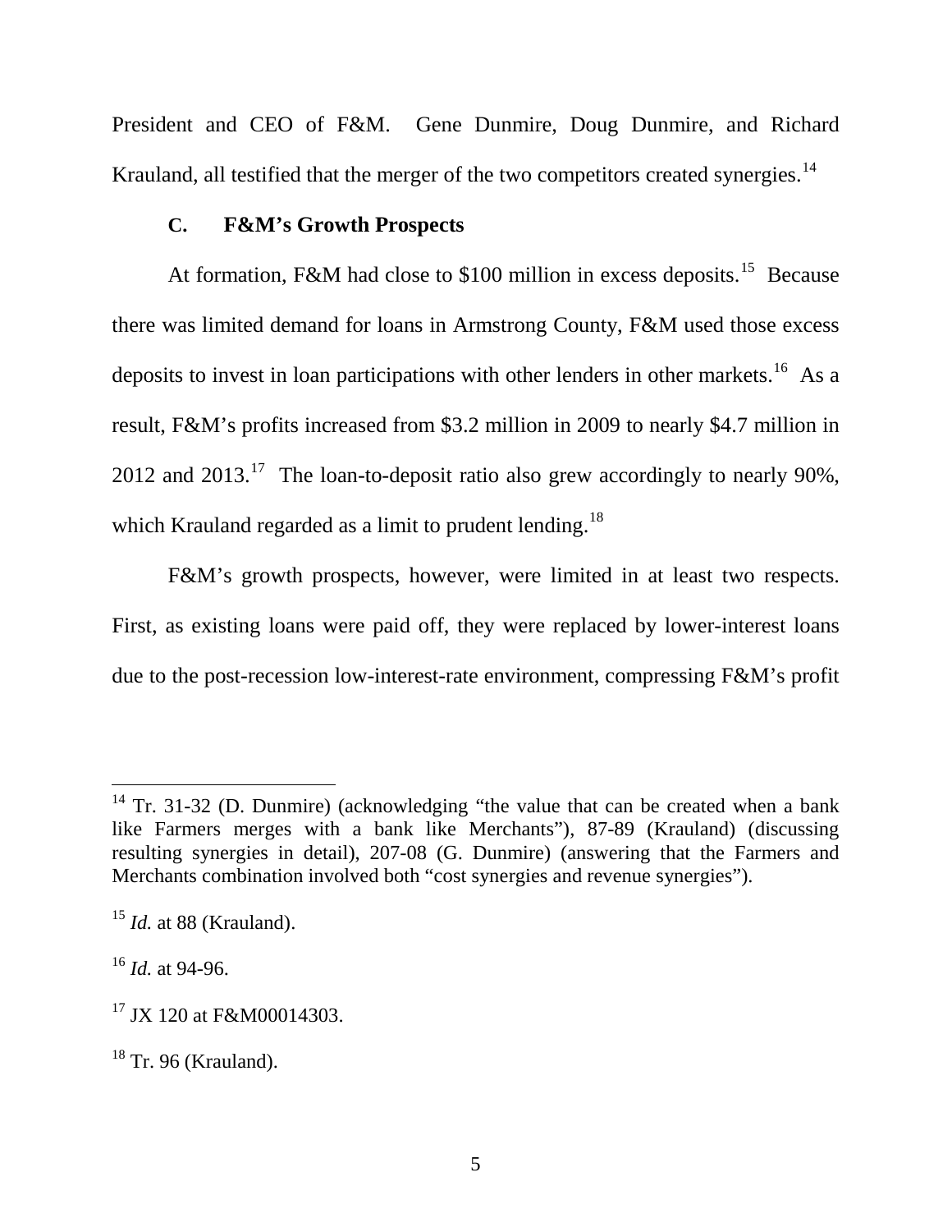President and CEO of F&M. Gene Dunmire, Doug Dunmire, and Richard Krauland, all testified that the merger of the two competitors created synergies.[14]

### C. F&M's Growth Prospects

At formation, F&M had close to $100 million in excess deposits.[15] Because there was limited demand for loans in Armstrong County, F&M used those excess deposits to invest in loan participations with other lenders in other markets.[16] As a result, F&M's profits increased from $3.2 million in 2009 to nearly $4.7 million in 2012 and 2013.[17] The loan-to-deposit ratio also grew accordingly to nearly 90%, which Krauland regarded as a limit to prudent lending.[18]

F&M's growth prospects, however, were limited in at least two respects. First, as existing loans were paid off, they were replaced by lower-interest loans due to the post-recession low-interest-rate environment, compressing F&M's profit

---

[14] Tr. 31-32 (D. Dunmire) (acknowledging "the value that can be created when a bank like Farmers merges with a bank like Merchants"), 87-89 (Krauland) (discussing resulting synergies in detail), 207-08 (G. Dunmire) (answering that the Farmers and Merchants combination involved both "cost synergies and revenue synergies").

[15] *Id.* at 88 (Krauland).

[16] *Id.* at 94-96.

[17] JX 120 at F&M00014303.

[18] Tr. 96 (Krauland).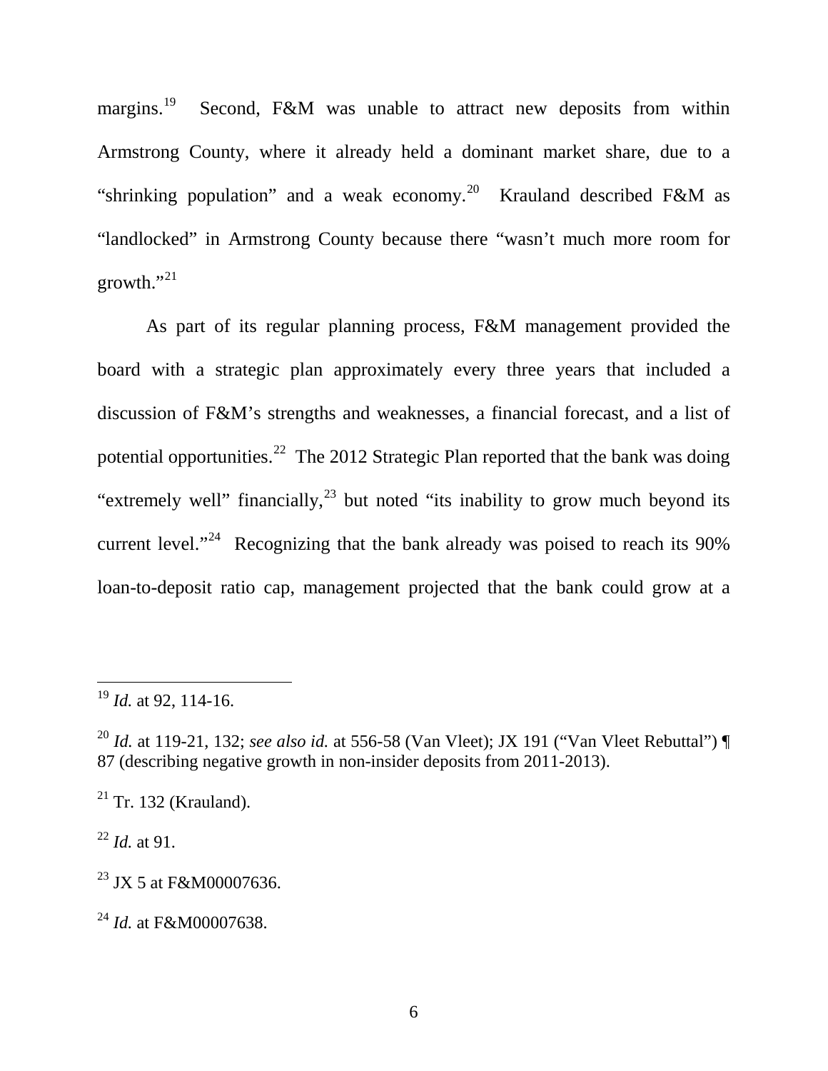margins.[19] Second, F&M was unable to attract new deposits from within Armstrong County, where it already held a dominant market share, due to a "shrinking population" and a weak economy.[20] Krauland described F&M as "landlocked" in Armstrong County because there "wasn't much more room for growth."[21]

As part of its regular planning process, F&M management provided the board with a strategic plan approximately every three years that included a discussion of F&M's strengths and weaknesses, a financial forecast, and a list of potential opportunities.[22] The 2012 Strategic Plan reported that the bank was doing "extremely well" financially,[23] but noted "its inability to grow much beyond its current level."[24] Recognizing that the bank already was poised to reach its 90% loan-to-deposit ratio cap, management projected that the bank could grow at a

---

[19] *Id.* at 92, 114-16.

[20] *Id.* at 119-21, 132; *see also id.* at 556-58 (Van Vleet); JX 191 ("Van Vleet Rebuttal") ¶ 87 (describing negative growth in non-insider deposits from 2011-2013).

[21] Tr. 132 (Krauland).

[22] *Id.* at 91.

[23] JX 5 at F&M00007636.

[24] *Id.* at F&M00007638.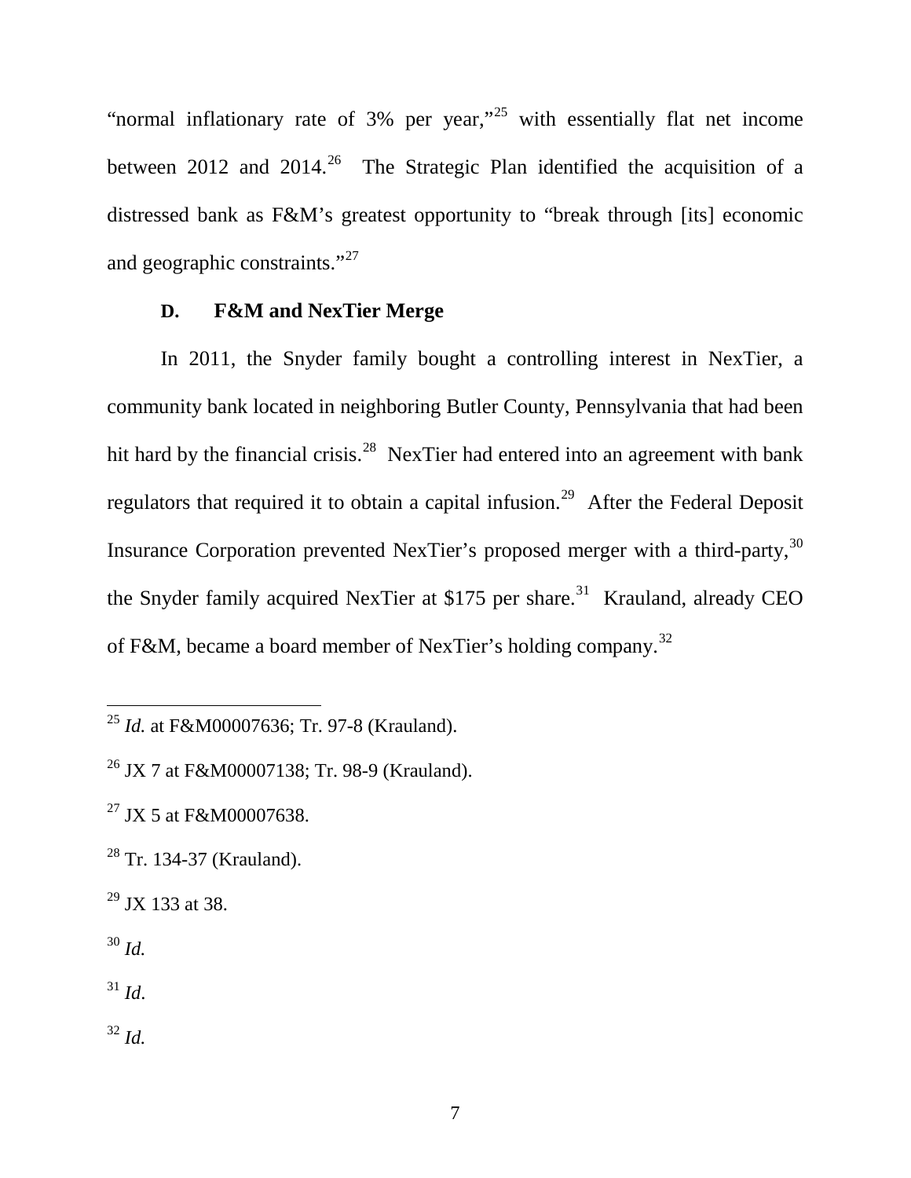"normal inflationary rate of 3% per year,"[25] with essentially flat net income between 2012 and 2014.[26] The Strategic Plan identified the acquisition of a distressed bank as F&M's greatest opportunity to "break through [its] economic and geographic constraints."[27]

### D. F&M and NexTier Merge

In 2011, the Snyder family bought a controlling interest in NexTier, a community bank located in neighboring Butler County, Pennsylvania that had been hit hard by the financial crisis.[28] NexTier had entered into an agreement with bank regulators that required it to obtain a capital infusion.[29] After the Federal Deposit Insurance Corporation prevented NexTier's proposed merger with a third-party,[30] the Snyder family acquired NexTier at $175 per share.[31] Krauland, already CEO of F&M, became a board member of NexTier's holding company.[32]

---

[25] *Id.* at F&M00007636; Tr. 97-8 (Krauland).

[26] JX 7 at F&M00007138; Tr. 98-9 (Krauland).

[27] JX 5 at F&M00007638.

[28] Tr. 134-37 (Krauland).

[29] JX 133 at 38.

[30] *Id.*

[31] *Id*.

[32] *Id.*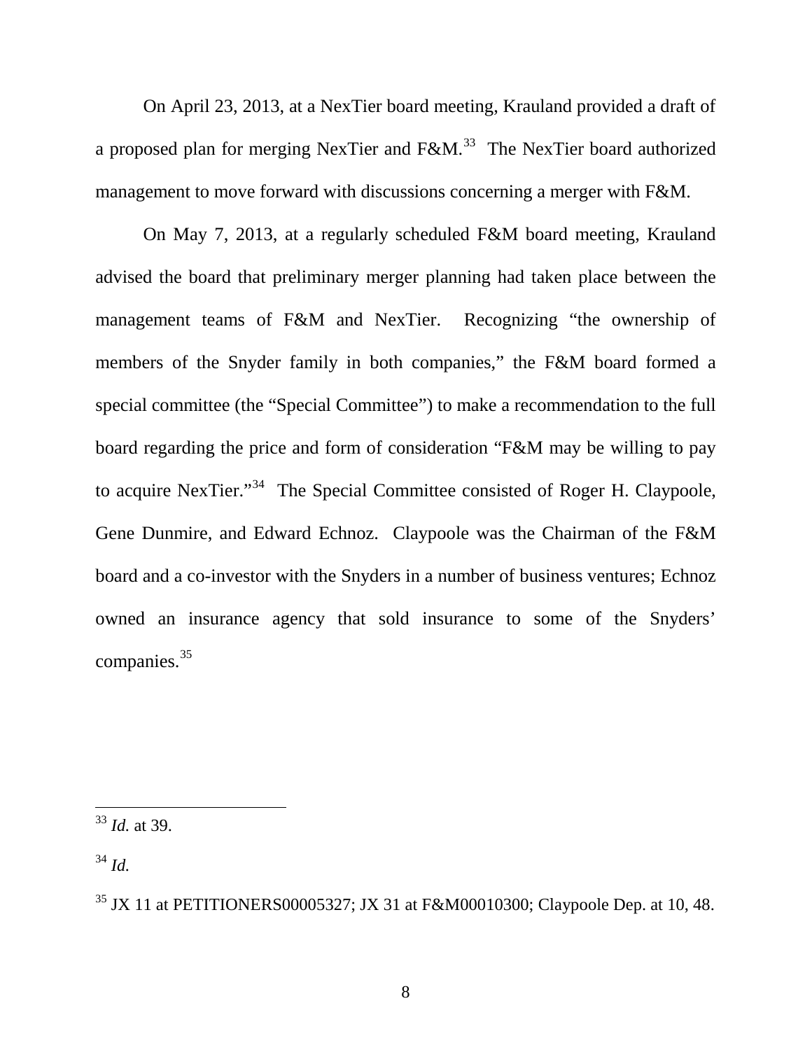On April 23, 2013, at a NexTier board meeting, Krauland provided a draft of a proposed plan for merging NexTier and F&M.[33] The NexTier board authorized management to move forward with discussions concerning a merger with F&M.

On May 7, 2013, at a regularly scheduled F&M board meeting, Krauland advised the board that preliminary merger planning had taken place between the management teams of F&M and NexTier. Recognizing "the ownership of members of the Snyder family in both companies," the F&M board formed a special committee (the "Special Committee") to make a recommendation to the full board regarding the price and form of consideration "F&M may be willing to pay to acquire NexTier."[34] The Special Committee consisted of Roger H. Claypoole, Gene Dunmire, and Edward Echnoz. Claypoole was the Chairman of the F&M board and a co-investor with the Snyders in a number of business ventures; Echnoz owned an insurance agency that sold insurance to some of the Snyders' companies.[35]

---

[33] *Id.* at 39.

[34] *Id.*

[35] JX 11 at PETITIONERS00005327; JX 31 at F&M00010300; Claypoole Dep. at 10, 48.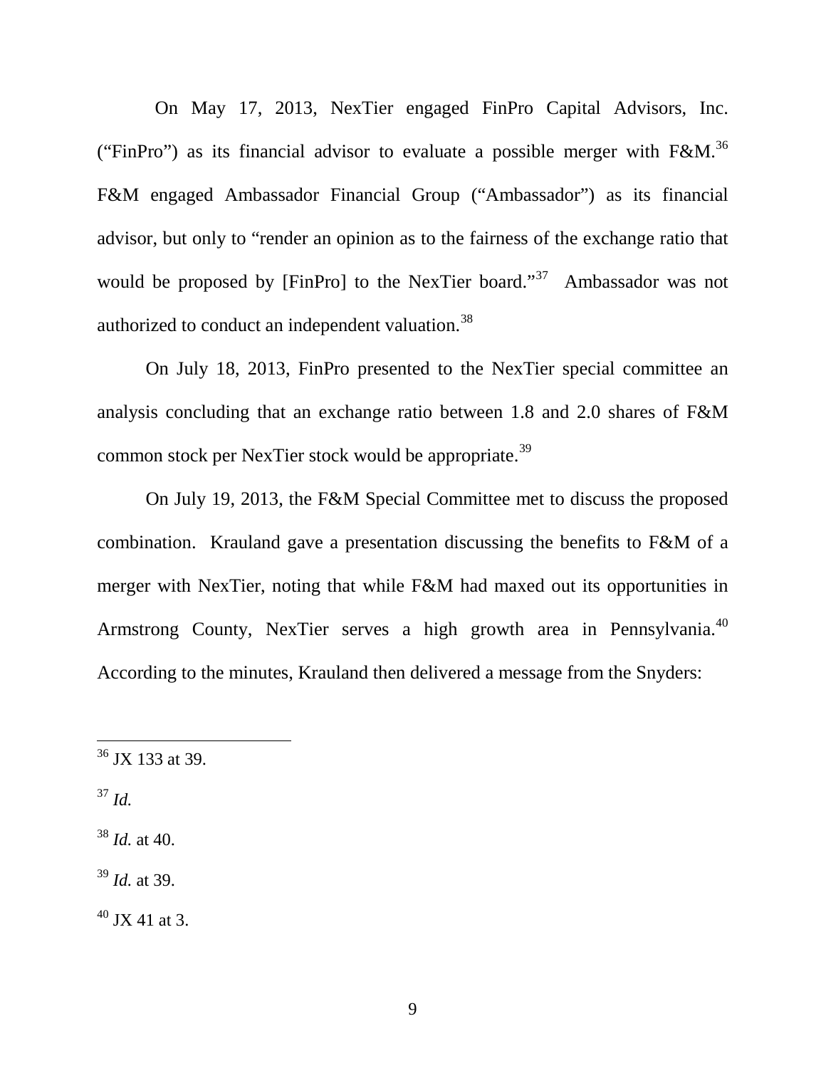On May 17, 2013, NexTier engaged FinPro Capital Advisors, Inc. ("FinPro") as its financial advisor to evaluate a possible merger with F&M.[36] F&M engaged Ambassador Financial Group ("Ambassador") as its financial advisor, but only to "render an opinion as to the fairness of the exchange ratio that would be proposed by [FinPro] to the NexTier board."[37] Ambassador was not authorized to conduct an independent valuation.[38]

On July 18, 2013, FinPro presented to the NexTier special committee an analysis concluding that an exchange ratio between 1.8 and 2.0 shares of F&M common stock per NexTier stock would be appropriate.[39]

On July 19, 2013, the F&M Special Committee met to discuss the proposed combination. Krauland gave a presentation discussing the benefits to F&M of a merger with NexTier, noting that while F&M had maxed out its opportunities in Armstrong County, NexTier serves a high growth area in Pennsylvania.[40] According to the minutes, Krauland then delivered a message from the Snyders:

---

[36] JX 133 at 39.

[37] *Id.*

[38] *Id.* at 40.

[39] *Id.* at 39.

[40] JX 41 at 3.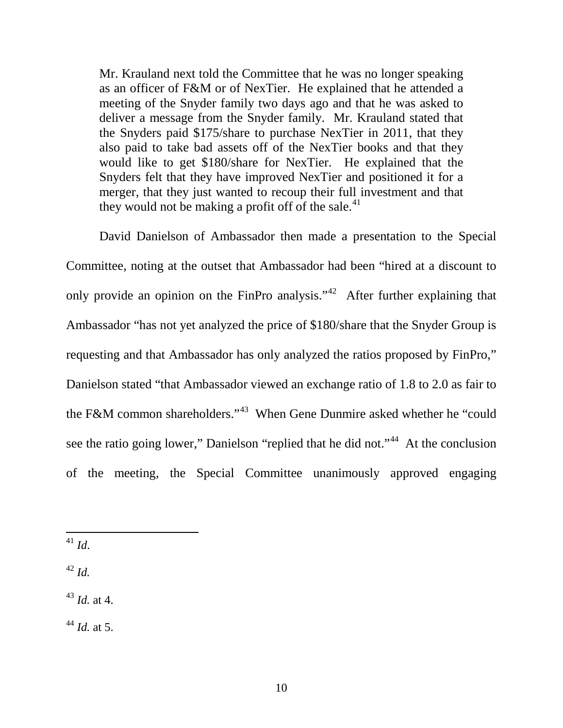> Mr. Krauland next told the Committee that he was no longer speaking as an officer of F&M or of NexTier. He explained that he attended a meeting of the Snyder family two days ago and that he was asked to deliver a message from the Snyder family. Mr. Krauland stated that the Snyders paid $175/share to purchase NexTier in 2011, that they also paid to take bad assets off of the NexTier books and that they would like to get $180/share for NexTier. He explained that the Snyders felt that they have improved NexTier and positioned it for a merger, that they just wanted to recoup their full investment and that they would not be making a profit off of the sale.[41]

David Danielson of Ambassador then made a presentation to the Special Committee, noting at the outset that Ambassador had been "hired at a discount to only provide an opinion on the FinPro analysis."[42] After further explaining that Ambassador "has not yet analyzed the price of $180/share that the Snyder Group is requesting and that Ambassador has only analyzed the ratios proposed by FinPro," Danielson stated "that Ambassador viewed an exchange ratio of 1.8 to 2.0 as fair to the F&M common shareholders."[43] When Gene Dunmire asked whether he "could see the ratio going lower," Danielson "replied that he did not."[44] At the conclusion of the meeting, the Special Committee unanimously approved engaging

---

[41] *Id*.

[42] *Id.*

[43] *Id.* at 4.

[44] *Id.* at 5.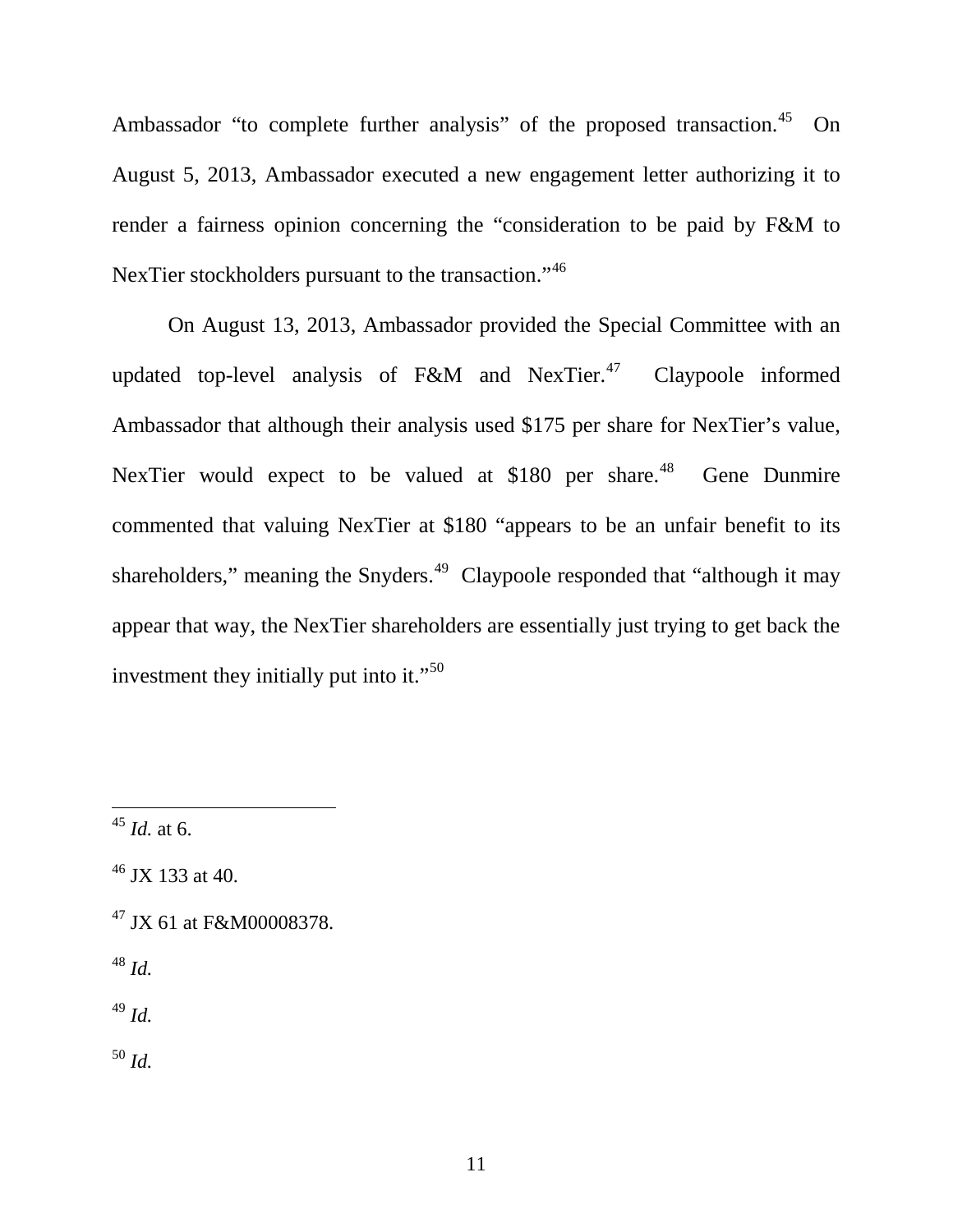Ambassador "to complete further analysis" of the proposed transaction.[45] On August 5, 2013, Ambassador executed a new engagement letter authorizing it to render a fairness opinion concerning the "consideration to be paid by F&M to NexTier stockholders pursuant to the transaction."[46]

On August 13, 2013, Ambassador provided the Special Committee with an updated top-level analysis of F&M and NexTier.[47] Claypoole informed Ambassador that although their analysis used $175 per share for NexTier's value, NexTier would expect to be valued at $180 per share.[48] Gene Dunmire commented that valuing NexTier at $180 "appears to be an unfair benefit to its shareholders," meaning the Snyders.[49] Claypoole responded that "although it may appear that way, the NexTier shareholders are essentially just trying to get back the investment they initially put into it."[50]

---

[45] *Id.* at 6.

[46] JX 133 at 40.

[47] JX 61 at F&M00008378.

[48] *Id.*

[49] *Id.*

[50] *Id.*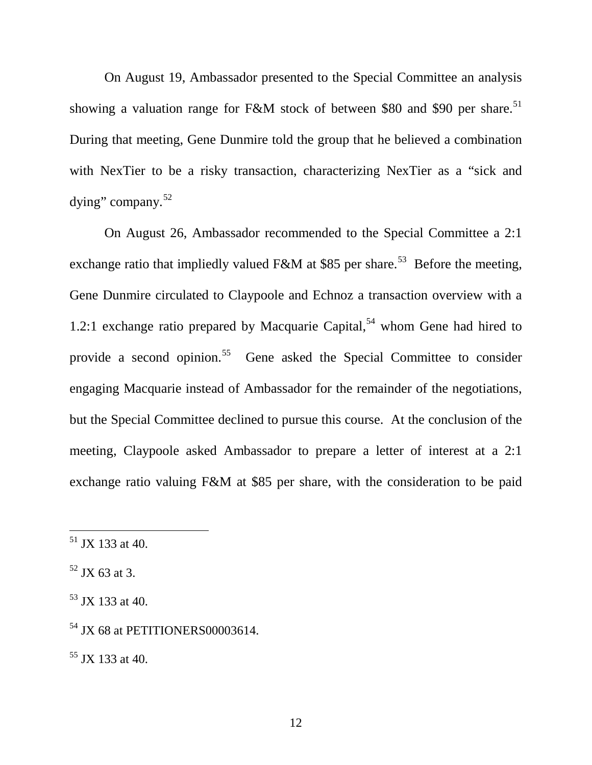On August 19, Ambassador presented to the Special Committee an analysis showing a valuation range for F&M stock of between $80 and $90 per share.[51] During that meeting, Gene Dunmire told the group that he believed a combination with NexTier to be a risky transaction, characterizing NexTier as a "sick and dying" company.[52]

On August 26, Ambassador recommended to the Special Committee a 2:1 exchange ratio that impliedly valued F&M at $85 per share.[53] Before the meeting, Gene Dunmire circulated to Claypoole and Echnoz a transaction overview with a 1.2:1 exchange ratio prepared by Macquarie Capital,[54] whom Gene had hired to provide a second opinion.[55] Gene asked the Special Committee to consider engaging Macquarie instead of Ambassador for the remainder of the negotiations, but the Special Committee declined to pursue this course. At the conclusion of the meeting, Claypoole asked Ambassador to prepare a letter of interest at a 2:1 exchange ratio valuing F&M at $85 per share, with the consideration to be paid

---

[51] JX 133 at 40.

[52] JX 63 at 3.

[53] JX 133 at 40.

[54] JX 68 at PETITIONERS00003614.

[55] JX 133 at 40.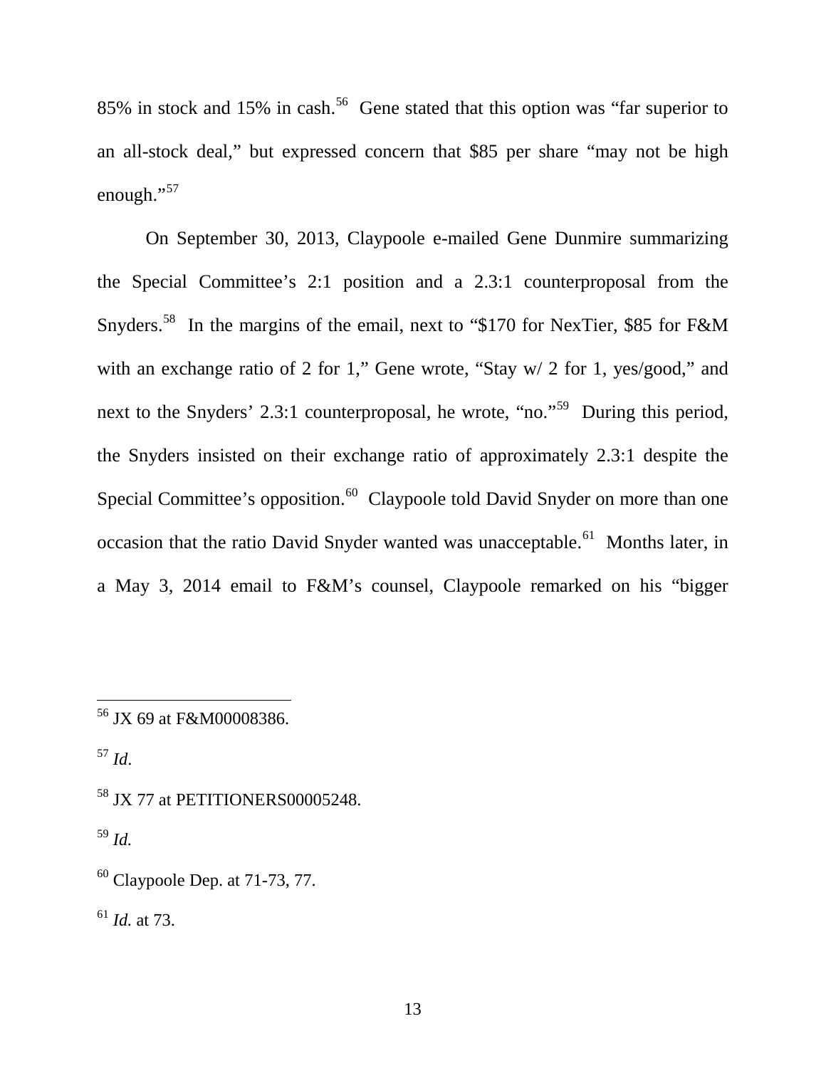85% in stock and 15% in cash.[56] Gene stated that this option was "far superior to an all-stock deal," but expressed concern that $85 per share "may not be high enough."[57]

On September 30, 2013, Claypoole e-mailed Gene Dunmire summarizing the Special Committee's 2:1 position and a 2.3:1 counterproposal from the Snyders.[58] In the margins of the email, next to "$170 for NexTier, $85 for F&M with an exchange ratio of 2 for 1," Gene wrote, "Stay w/ 2 for 1, yes/good," and next to the Snyders' 2.3:1 counterproposal, he wrote, "no."[59] During this period, the Snyders insisted on their exchange ratio of approximately 2.3:1 despite the Special Committee's opposition.[60] Claypoole told David Snyder on more than one occasion that the ratio David Snyder wanted was unacceptable.[61] Months later, in a May 3, 2014 email to F&M's counsel, Claypoole remarked on his "bigger

---

[56] JX 69 at F&M00008386.

[57] *Id*.

[58] JX 77 at PETITIONERS00005248.

[59] *Id.*

[60] Claypoole Dep. at 71-73, 77.

[61] *Id.* at 73.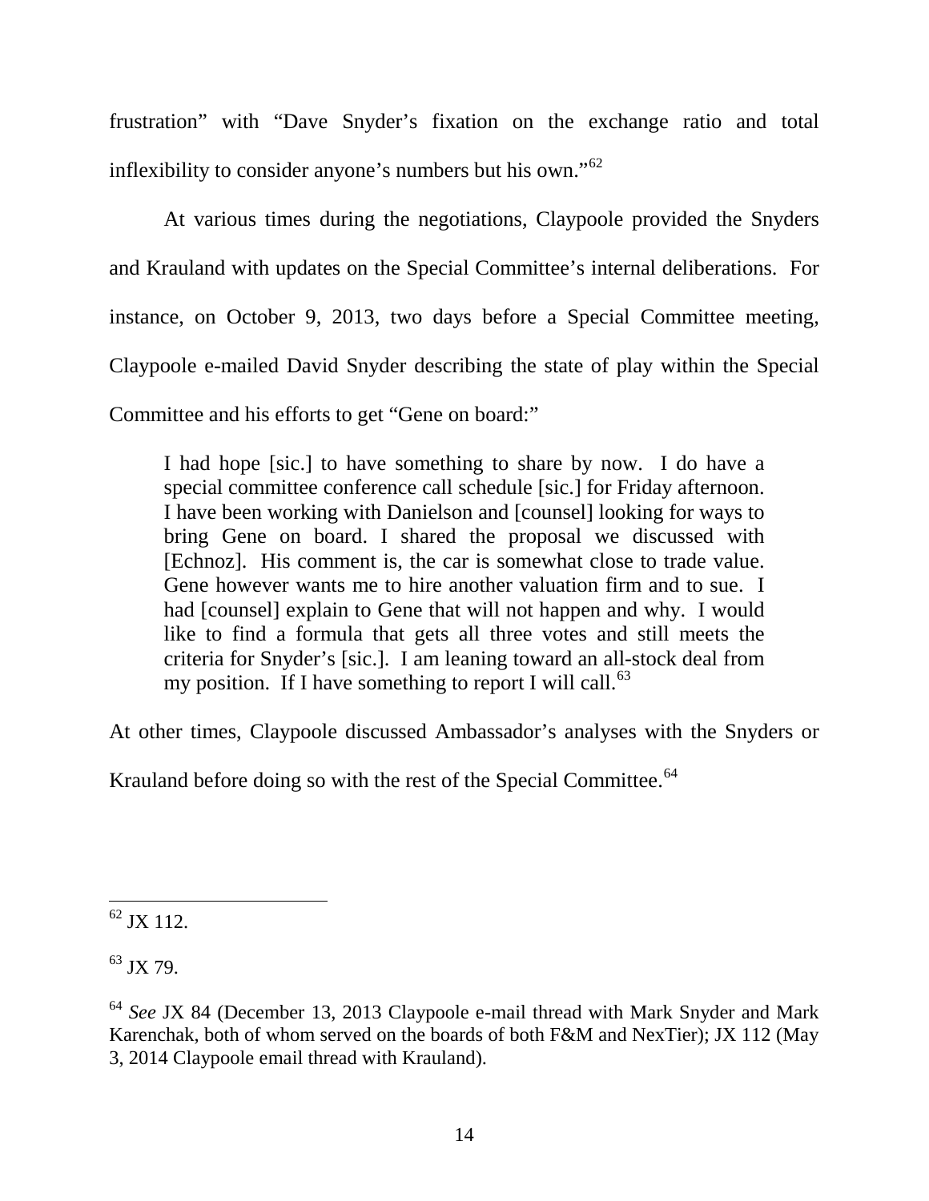frustration" with "Dave Snyder's fixation on the exchange ratio and total inflexibility to consider anyone's numbers but his own."[62]

At various times during the negotiations, Claypoole provided the Snyders and Krauland with updates on the Special Committee's internal deliberations. For instance, on October 9, 2013, two days before a Special Committee meeting, Claypoole e-mailed David Snyder describing the state of play within the Special Committee and his efforts to get "Gene on board:"

> I had hope [sic.] to have something to share by now. I do have a special committee conference call schedule [sic.] for Friday afternoon. I have been working with Danielson and [counsel] looking for ways to bring Gene on board. I shared the proposal we discussed with [Echnoz]. His comment is, the car is somewhat close to trade value. Gene however wants me to hire another valuation firm and to sue. I had [counsel] explain to Gene that will not happen and why. I would like to find a formula that gets all three votes and still meets the criteria for Snyder's [sic.]. I am leaning toward an all-stock deal from my position. If I have something to report I will call.[63]

At other times, Claypoole discussed Ambassador's analyses with the Snyders or Krauland before doing so with the rest of the Special Committee.[64]

---

[62] JX 112.

[63] JX 79.

[64] *See* JX 84 (December 13, 2013 Claypoole e-mail thread with Mark Snyder and Mark Karenchak, both of whom served on the boards of both F&M and NexTier); JX 112 (May 3, 2014 Claypoole email thread with Krauland).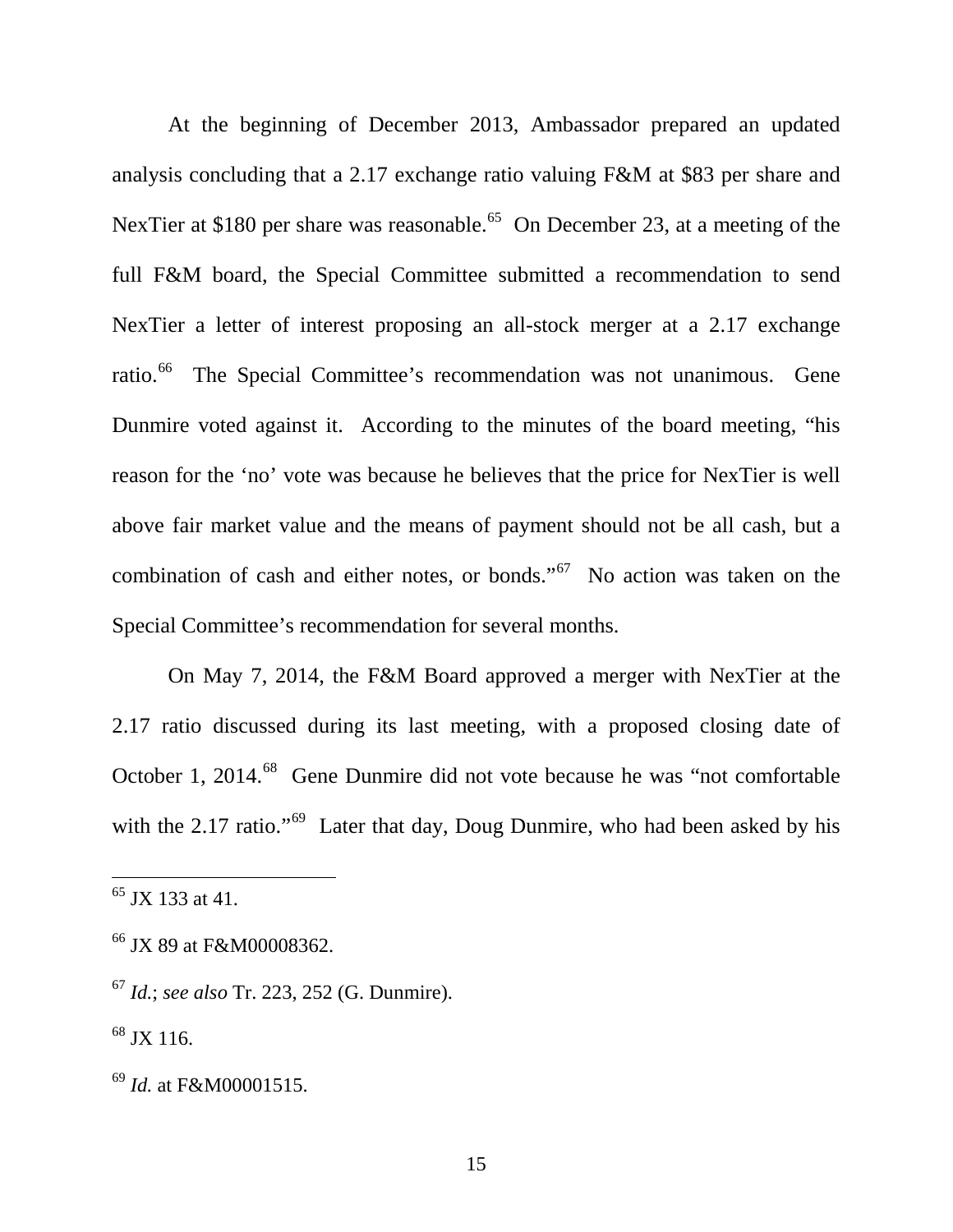At the beginning of December 2013, Ambassador prepared an updated analysis concluding that a 2.17 exchange ratio valuing F&M at $83 per share and NexTier at $180 per share was reasonable.[65] On December 23, at a meeting of the full F&M board, the Special Committee submitted a recommendation to send NexTier a letter of interest proposing an all-stock merger at a 2.17 exchange ratio.[66] The Special Committee's recommendation was not unanimous. Gene Dunmire voted against it. According to the minutes of the board meeting, "his reason for the 'no' vote was because he believes that the price for NexTier is well above fair market value and the means of payment should not be all cash, but a combination of cash and either notes, or bonds."[67] No action was taken on the Special Committee's recommendation for several months.

On May 7, 2014, the F&M Board approved a merger with NexTier at the 2.17 ratio discussed during its last meeting, with a proposed closing date of October 1, 2014.[68] Gene Dunmire did not vote because he was "not comfortable with the 2.17 ratio."[69] Later that day, Doug Dunmire, who had been asked by his

---

[65] JX 133 at 41.

[66] JX 89 at F&M00008362.

[67] *Id.*; *see also* Tr. 223, 252 (G. Dunmire).

[68] JX 116.

[69] *Id.* at F&M00001515.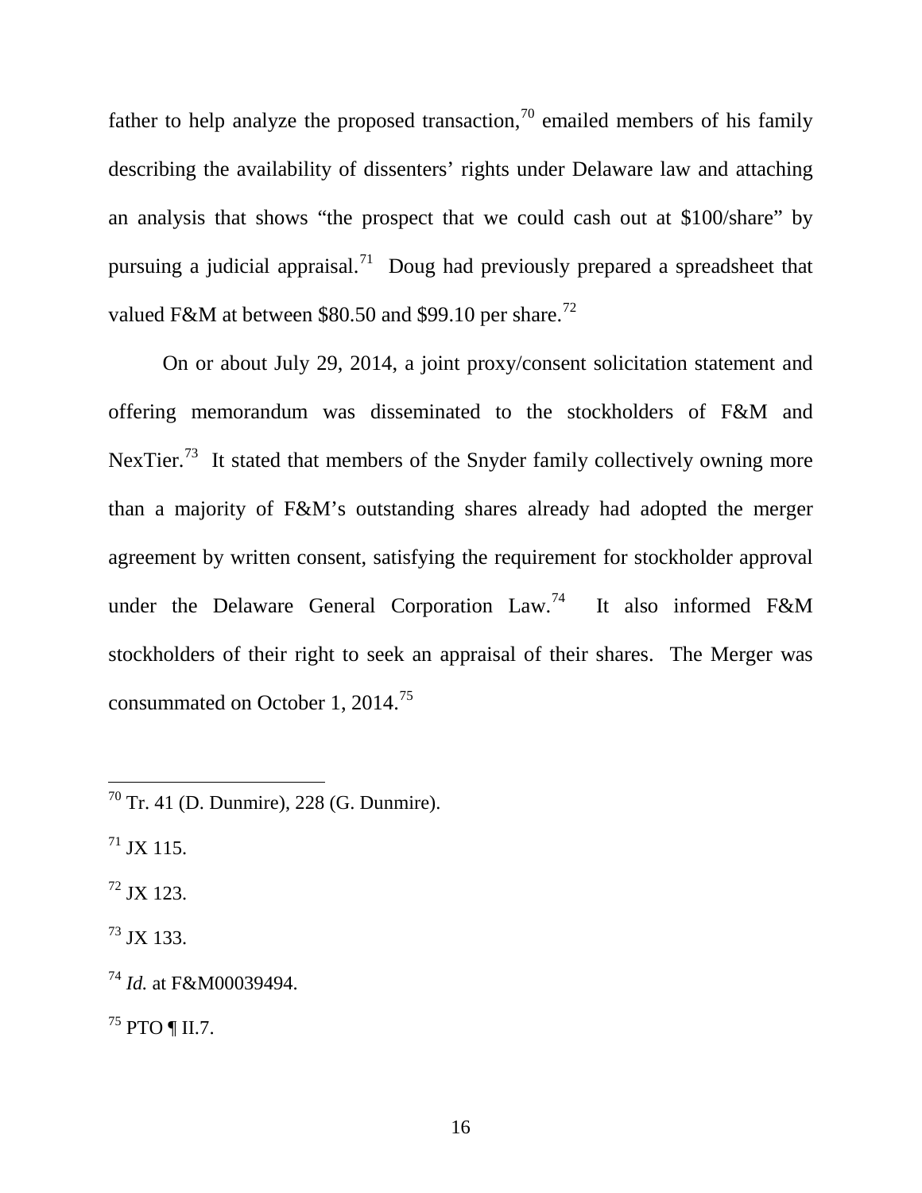father to help analyze the proposed transaction,[70] emailed members of his family describing the availability of dissenters' rights under Delaware law and attaching an analysis that shows "the prospect that we could cash out at $100/share" by pursuing a judicial appraisal.[71] Doug had previously prepared a spreadsheet that valued F&M at between $80.50 and $99.10 per share.[72]

On or about July 29, 2014, a joint proxy/consent solicitation statement and offering memorandum was disseminated to the stockholders of F&M and NexTier.[73] It stated that members of the Snyder family collectively owning more than a majority of F&M's outstanding shares already had adopted the merger agreement by written consent, satisfying the requirement for stockholder approval under the Delaware General Corporation Law.[74] It also informed F&M stockholders of their right to seek an appraisal of their shares. The Merger was consummated on October 1, 2014.[75]

---

[70] Tr. 41 (D. Dunmire), 228 (G. Dunmire).

[71] JX 115.

[72] JX 123.

[73] JX 133.

[74] *Id.* at F&M00039494.

[75] PTO ¶ II.7.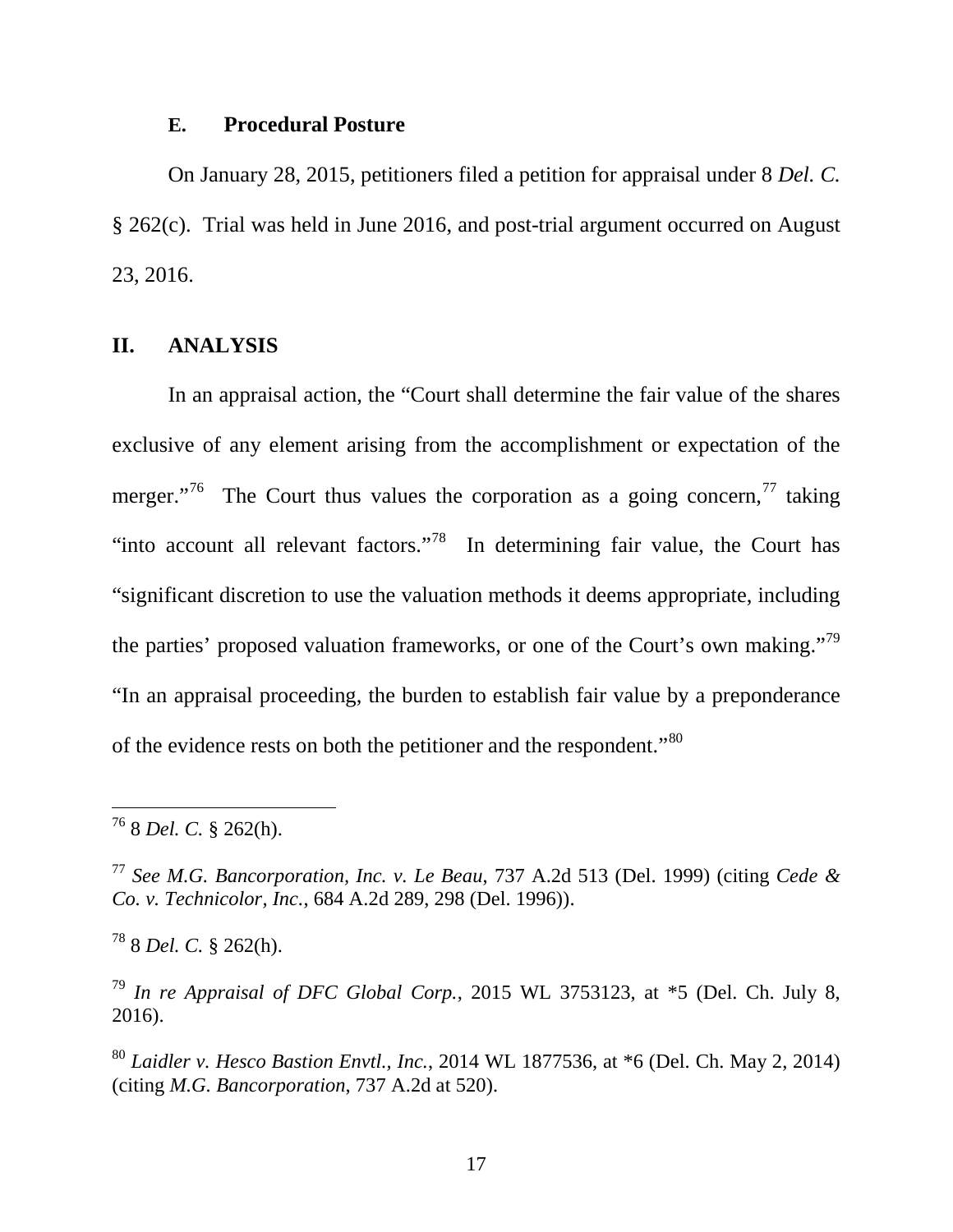### E. Procedural Posture

On January 28, 2015, petitioners filed a petition for appraisal under 8 *Del. C.* § 262(c). Trial was held in June 2016, and post-trial argument occurred on August 23, 2016.

## II. ANALYSIS

In an appraisal action, the "Court shall determine the fair value of the shares exclusive of any element arising from the accomplishment or expectation of the merger."[76] The Court thus values the corporation as a going concern,[77] taking "into account all relevant factors."[78] In determining fair value, the Court has "significant discretion to use the valuation methods it deems appropriate, including the parties' proposed valuation frameworks, or one of the Court's own making."[79] "In an appraisal proceeding, the burden to establish fair value by a preponderance of the evidence rests on both the petitioner and the respondent."[80]

---

[76] 8 *Del. C.* § 262(h).

[77] *See M.G. Bancorporation, Inc. v. Le Beau*, 737 A.2d 513 (Del. 1999) (citing *Cede & Co. v. Technicolor, Inc.*, 684 A.2d 289, 298 (Del. 1996)).

[78] 8 *Del. C.* § 262(h).

[79] *In re Appraisal of DFC Global Corp.*, 2015 WL 3753123, at *5 (Del. Ch. July 8, 2016).

[80] *Laidler v. Hesco Bastion Envtl., Inc.*, 2014 WL 1877536, at *6 (Del. Ch. May 2, 2014) (citing *M.G. Bancorporation*, 737 A.2d at 520).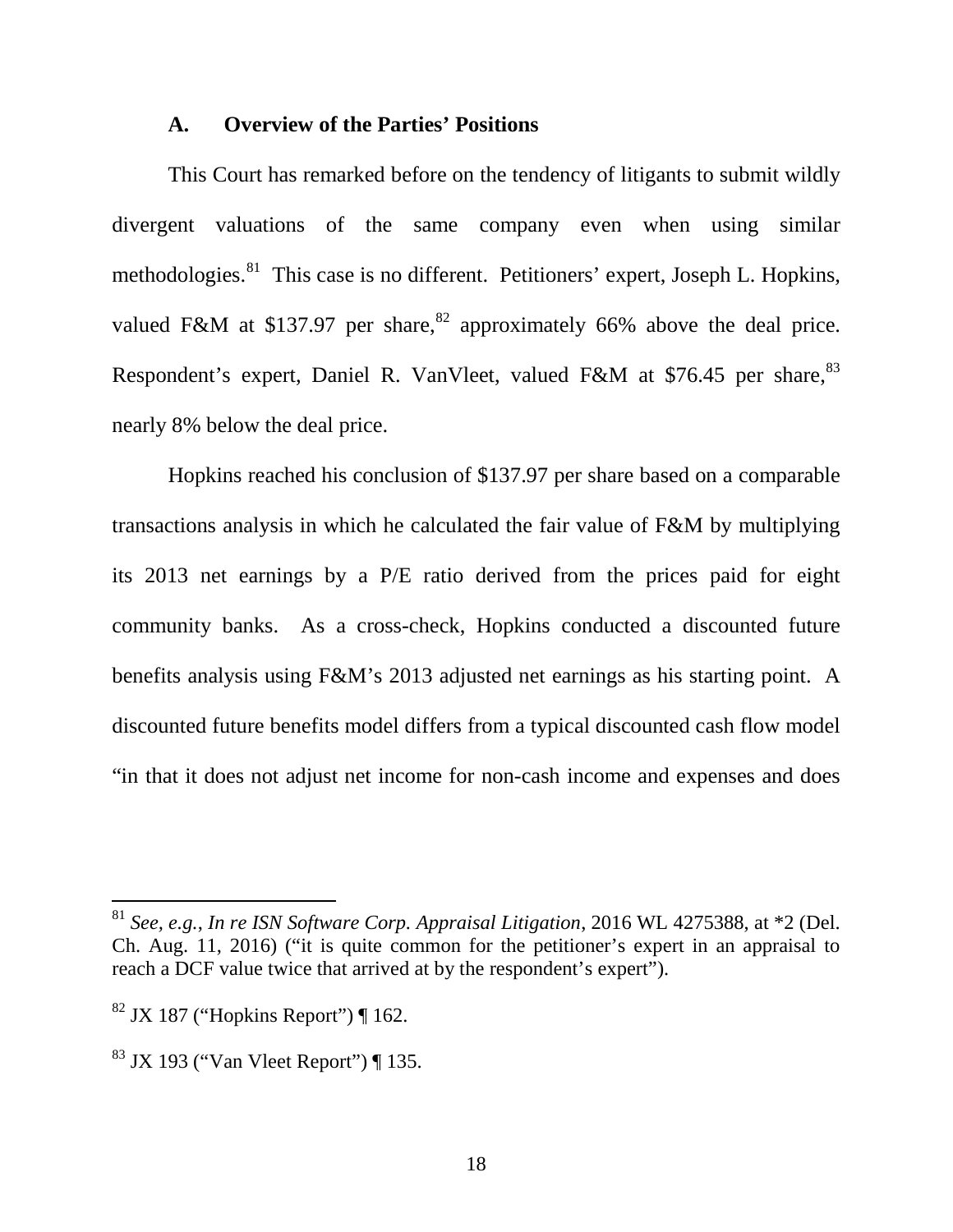### A. Overview of the Parties' Positions

This Court has remarked before on the tendency of litigants to submit wildly divergent valuations of the same company even when using similar methodologies.[81] This case is no different. Petitioners' expert, Joseph L. Hopkins, valued F&M at $137.97 per share,[82] approximately 66% above the deal price. Respondent's expert, Daniel R. VanVleet, valued F&M at $76.45 per share,[83] nearly 8% below the deal price.

Hopkins reached his conclusion of $137.97 per share based on a comparable transactions analysis in which he calculated the fair value of F&M by multiplying its 2013 net earnings by a P/E ratio derived from the prices paid for eight community banks. As a cross-check, Hopkins conducted a discounted future benefits analysis using F&M's 2013 adjusted net earnings as his starting point. A discounted future benefits model differs from a typical discounted cash flow model "in that it does not adjust net income for non-cash income and expenses and does

---

[81] *See, e.g.*, *In re ISN Software Corp. Appraisal Litigation*, 2016 WL 4275388, at *2 (Del. Ch. Aug. 11, 2016) ("it is quite common for the petitioner's expert in an appraisal to reach a DCF value twice that arrived at by the respondent's expert").

[82] JX 187 ("Hopkins Report") ¶ 162.

[83] JX 193 ("Van Vleet Report") ¶ 135.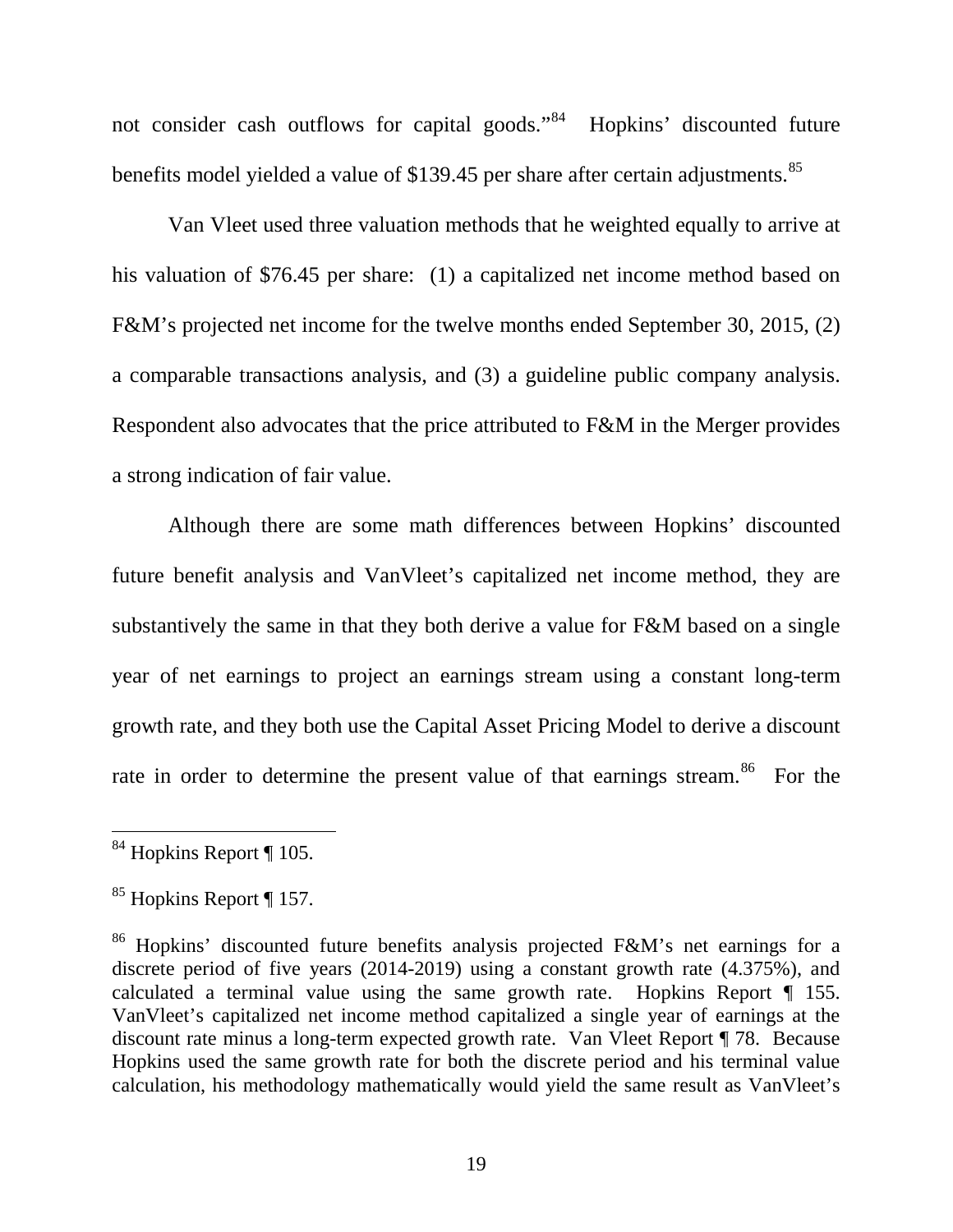not consider cash outflows for capital goods."[84] Hopkins' discounted future benefits model yielded a value of $139.45 per share after certain adjustments.[85]

Van Vleet used three valuation methods that he weighted equally to arrive at his valuation of $76.45 per share: (1) a capitalized net income method based on F&M's projected net income for the twelve months ended September 30, 2015, (2) a comparable transactions analysis, and (3) a guideline public company analysis. Respondent also advocates that the price attributed to F&M in the Merger provides a strong indication of fair value.

Although there are some math differences between Hopkins' discounted future benefit analysis and VanVleet's capitalized net income method, they are substantively the same in that they both derive a value for F&M based on a single year of net earnings to project an earnings stream using a constant long-term growth rate, and they both use the Capital Asset Pricing Model to derive a discount rate in order to determine the present value of that earnings stream.[86] For the

---

[84] Hopkins Report ¶ 105.

[85] Hopkins Report ¶ 157.

[86] Hopkins' discounted future benefits analysis projected F&M's net earnings for a discrete period of five years (2014-2019) using a constant growth rate (4.375%), and calculated a terminal value using the same growth rate. Hopkins Report ¶ 155. VanVleet's capitalized net income method capitalized a single year of earnings at the discount rate minus a long-term expected growth rate. Van Vleet Report ¶ 78. Because Hopkins used the same growth rate for both the discrete period and his terminal value calculation, his methodology mathematically would yield the same result as VanVleet's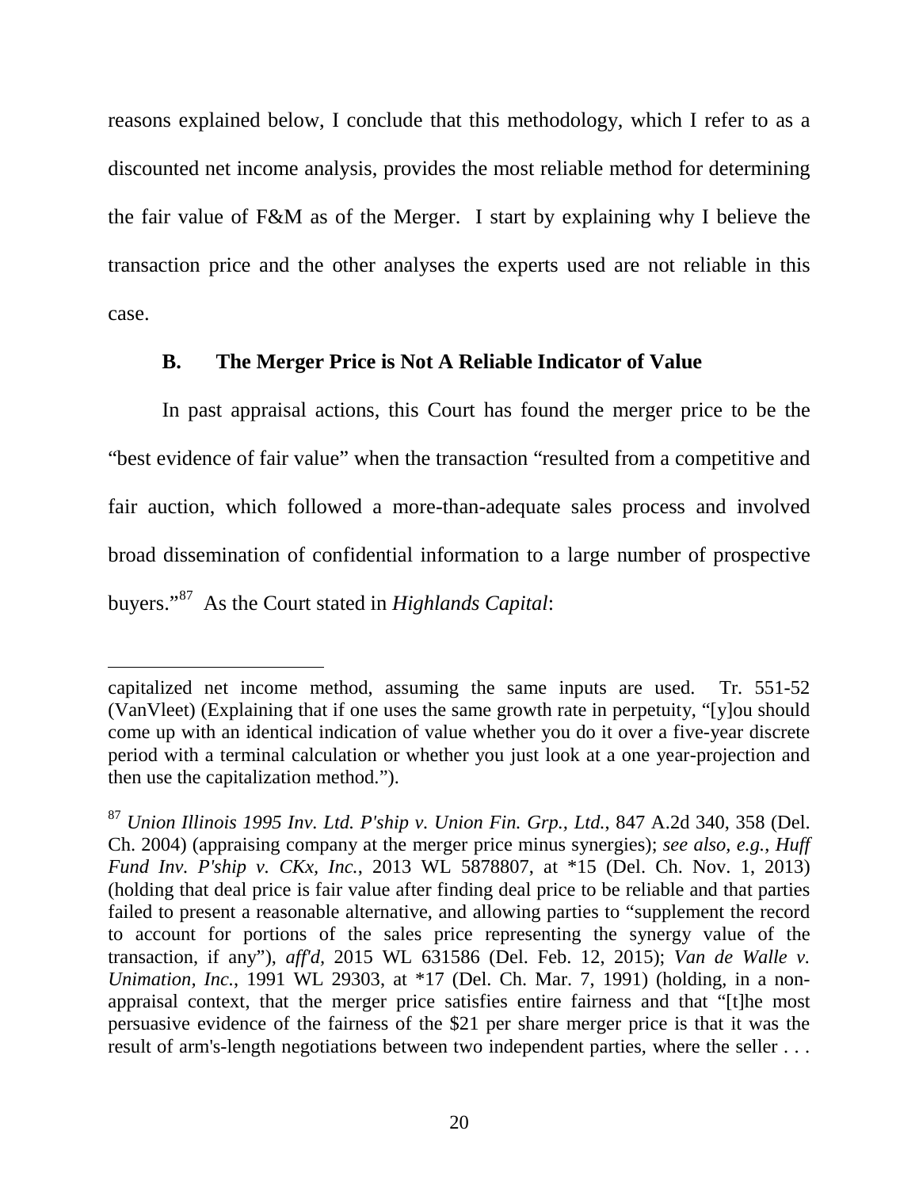reasons explained below, I conclude that this methodology, which I refer to as a discounted net income analysis, provides the most reliable method for determining the fair value of F&M as of the Merger. I start by explaining why I believe the transaction price and the other analyses the experts used are not reliable in this case.

### B. The Merger Price is Not A Reliable Indicator of Value

In past appraisal actions, this Court has found the merger price to be the "best evidence of fair value" when the transaction "resulted from a competitive and fair auction, which followed a more-than-adequate sales process and involved broad dissemination of confidential information to a large number of prospective buyers."[87] As the Court stated in *Highlands Capital*:

---

capitalized net income method, assuming the same inputs are used. Tr. 551-52 (VanVleet) (Explaining that if one uses the same growth rate in perpetuity, "[y]ou should come up with an identical indication of value whether you do it over a five-year discrete period with a terminal calculation or whether you just look at a one year-projection and then use the capitalization method.").

[87] *Union Illinois 1995 Inv. Ltd. P'ship v. Union Fin. Grp., Ltd.*, 847 A.2d 340, 358 (Del. Ch. 2004) (appraising company at the merger price minus synergies); *see also, e.g.*, *Huff Fund Inv. P'ship v. CKx, Inc.*, 2013 WL 5878807, at *15 (Del. Ch. Nov. 1, 2013) (holding that deal price is fair value after finding deal price to be reliable and that parties failed to present a reasonable alternative, and allowing parties to "supplement the record to account for portions of the sales price representing the synergy value of the transaction, if any"), *aff'd*, 2015 WL 631586 (Del. Feb. 12, 2015); *Van de Walle v. Unimation, Inc.*, 1991 WL 29303, at *17 (Del. Ch. Mar. 7, 1991) (holding, in a non-appraisal context, that the merger price satisfies entire fairness and that "[t]he most persuasive evidence of the fairness of the $21 per share merger price is that it was the result of arm's-length negotiations between two independent parties, where the seller . . .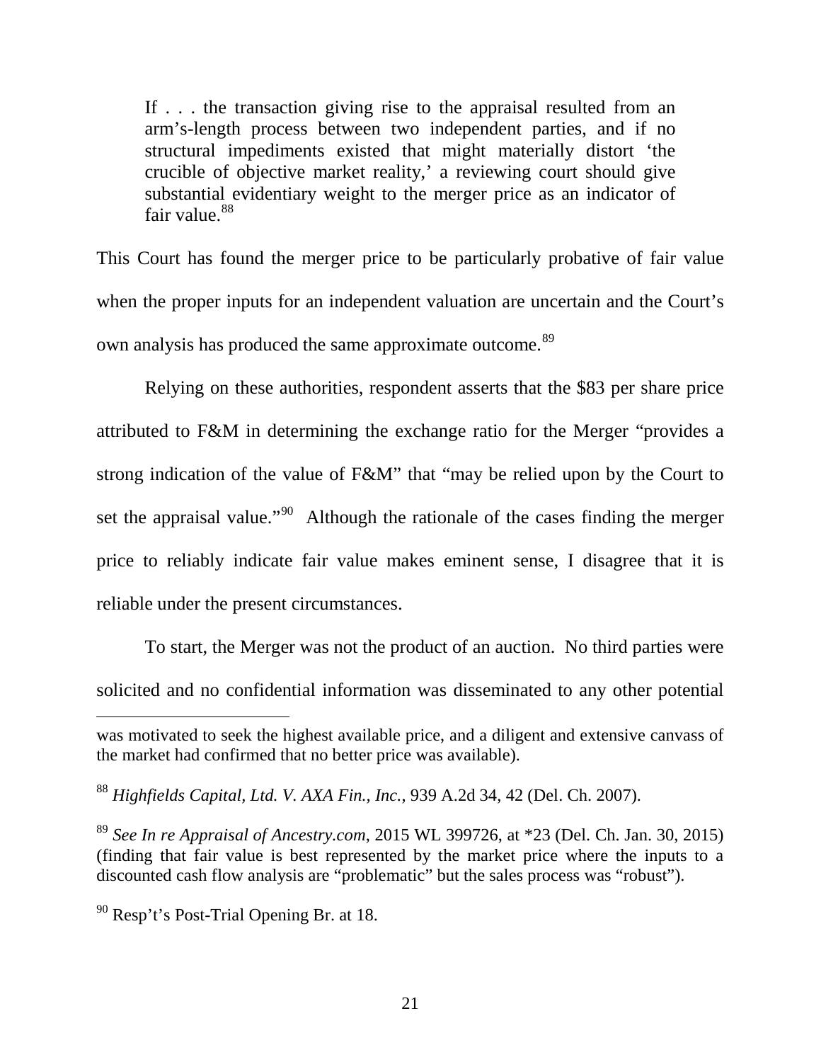> If . . . the transaction giving rise to the appraisal resulted from an arm's-length process between two independent parties, and if no structural impediments existed that might materially distort 'the crucible of objective market reality,' a reviewing court should give substantial evidentiary weight to the merger price as an indicator of fair value.[88]

This Court has found the merger price to be particularly probative of fair value when the proper inputs for an independent valuation are uncertain and the Court's own analysis has produced the same approximate outcome.[89]

Relying on these authorities, respondent asserts that the $83 per share price attributed to F&M in determining the exchange ratio for the Merger "provides a strong indication of the value of F&M" that "may be relied upon by the Court to set the appraisal value."[90] Although the rationale of the cases finding the merger price to reliably indicate fair value makes eminent sense, I disagree that it is reliable under the present circumstances.

To start, the Merger was not the product of an auction. No third parties were solicited and no confidential information was disseminated to any other potential

---

was motivated to seek the highest available price, and a diligent and extensive canvass of the market had confirmed that no better price was available).

[88] *Highfields Capital, Ltd. V. AXA Fin., Inc.*, 939 A.2d 34, 42 (Del. Ch. 2007).

[89] *See In re Appraisal of Ancestry.com*, 2015 WL 399726, at *23 (Del. Ch. Jan. 30, 2015) (finding that fair value is best represented by the market price where the inputs to a discounted cash flow analysis are "problematic" but the sales process was "robust").

[90] Resp't's Post-Trial Opening Br. at 18.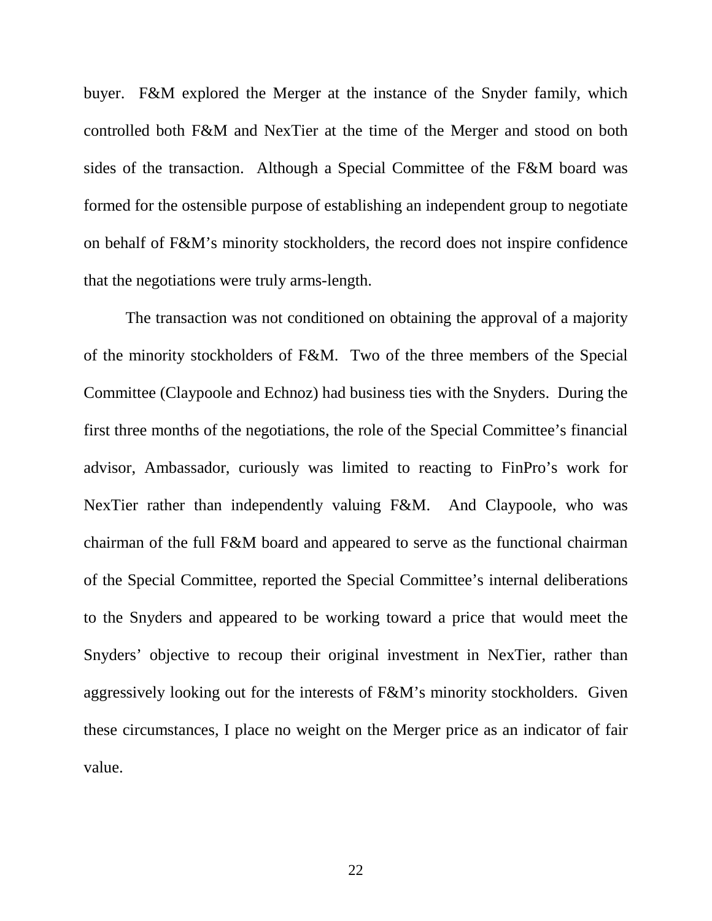buyer. F&M explored the Merger at the instance of the Snyder family, which controlled both F&M and NexTier at the time of the Merger and stood on both sides of the transaction. Although a Special Committee of the F&M board was formed for the ostensible purpose of establishing an independent group to negotiate on behalf of F&M's minority stockholders, the record does not inspire confidence that the negotiations were truly arms-length.

The transaction was not conditioned on obtaining the approval of a majority of the minority stockholders of F&M. Two of the three members of the Special Committee (Claypoole and Echnoz) had business ties with the Snyders. During the first three months of the negotiations, the role of the Special Committee's financial advisor, Ambassador, curiously was limited to reacting to FinPro's work for NexTier rather than independently valuing F&M. And Claypoole, who was chairman of the full F&M board and appeared to serve as the functional chairman of the Special Committee, reported the Special Committee's internal deliberations to the Snyders and appeared to be working toward a price that would meet the Snyders' objective to recoup their original investment in NexTier, rather than aggressively looking out for the interests of F&M's minority stockholders. Given these circumstances, I place no weight on the Merger price as an indicator of fair value.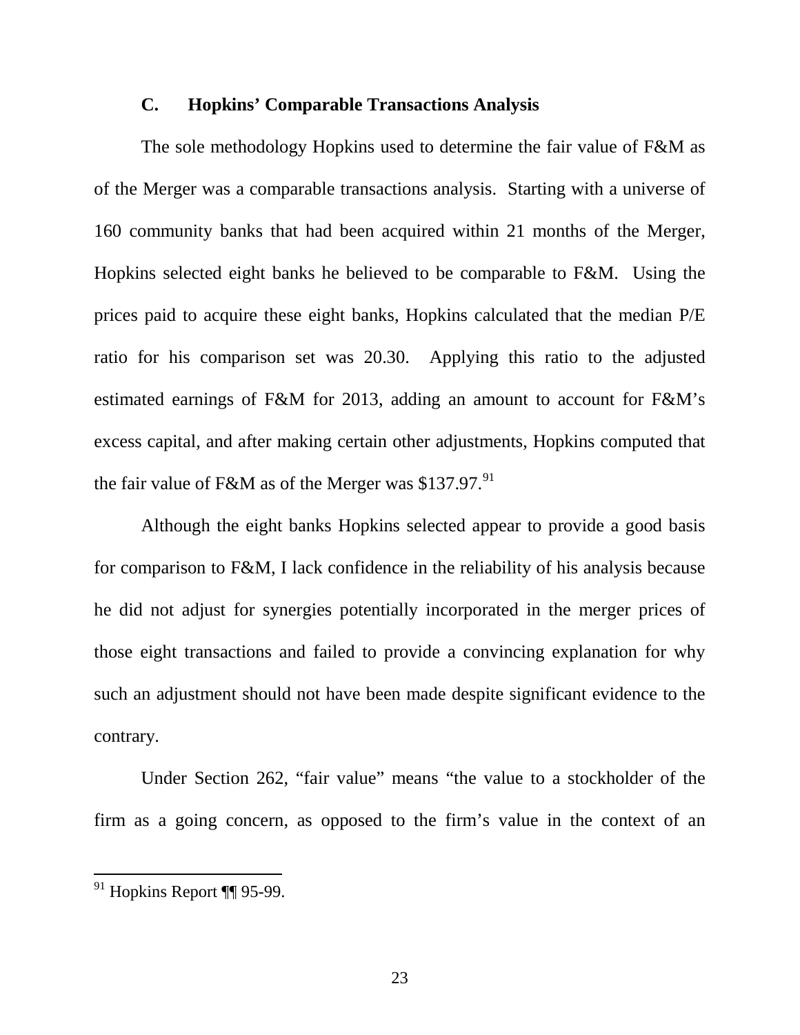### C. Hopkins' Comparable Transactions Analysis

The sole methodology Hopkins used to determine the fair value of F&M as of the Merger was a comparable transactions analysis. Starting with a universe of 160 community banks that had been acquired within 21 months of the Merger, Hopkins selected eight banks he believed to be comparable to F&M. Using the prices paid to acquire these eight banks, Hopkins calculated that the median P/E ratio for his comparison set was 20.30. Applying this ratio to the adjusted estimated earnings of F&M for 2013, adding an amount to account for F&M's excess capital, and after making certain other adjustments, Hopkins computed that the fair value of F&M as of the Merger was $137.97.[91]

Although the eight banks Hopkins selected appear to provide a good basis for comparison to F&M, I lack confidence in the reliability of his analysis because he did not adjust for synergies potentially incorporated in the merger prices of those eight transactions and failed to provide a convincing explanation for why such an adjustment should not have been made despite significant evidence to the contrary.

Under Section 262, "fair value" means "the value to a stockholder of the firm as a going concern, as opposed to the firm's value in the context of an

[91] Hopkins Report ¶¶ 95-99.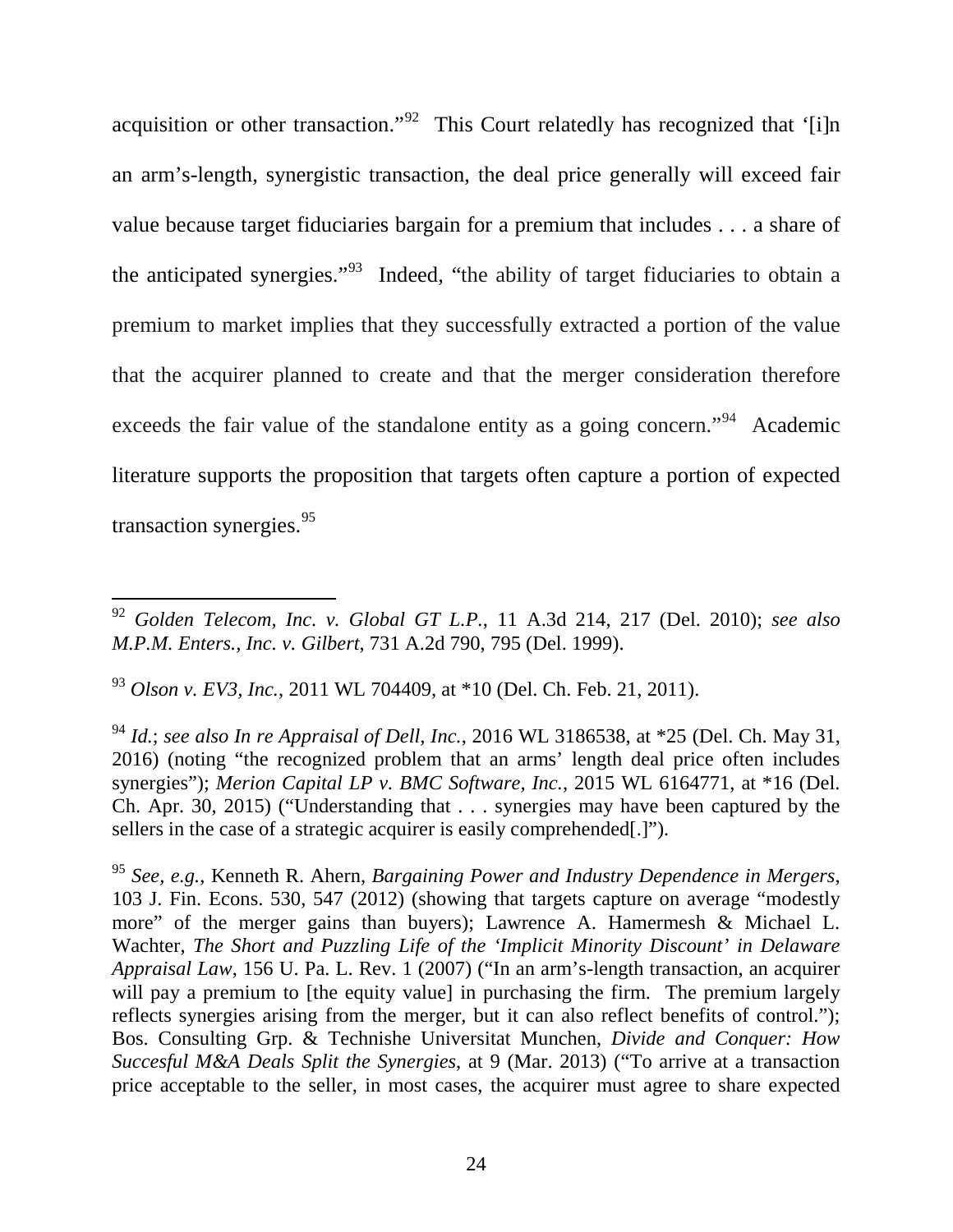acquisition or other transaction."[92] This Court relatedly has recognized that '[i]n an arm's-length, synergistic transaction, the deal price generally will exceed fair value because target fiduciaries bargain for a premium that includes . . . a share of the anticipated synergies."[93] Indeed, "the ability of target fiduciaries to obtain a premium to market implies that they successfully extracted a portion of the value that the acquirer planned to create and that the merger consideration therefore exceeds the fair value of the standalone entity as a going concern."[94] Academic literature supports the proposition that targets often capture a portion of expected transaction synergies.[95]

---

[92] *Golden Telecom, Inc. v. Global GT L.P.*, 11 A.3d 214, 217 (Del. 2010); *see also M.P.M. Enters., Inc. v. Gilbert*, 731 A.2d 790, 795 (Del. 1999).

[93] *Olson v. EV3, Inc.*, 2011 WL 704409, at *10 (Del. Ch. Feb. 21, 2011).

[94] *Id.*; *see also In re Appraisal of Dell, Inc.*, 2016 WL 3186538, at *25 (Del. Ch. May 31, 2016) (noting "the recognized problem that an arms' length deal price often includes synergies"); *Merion Capital LP v. BMC Software, Inc.*, 2015 WL 6164771, at *16 (Del. Ch. Apr. 30, 2015) ("Understanding that . . . synergies may have been captured by the sellers in the case of a strategic acquirer is easily comprehended[.]").

[95] *See, e.g.*, Kenneth R. Ahern, *Bargaining Power and Industry Dependence in Mergers*, 103 J. Fin. Econs. 530, 547 (2012) (showing that targets capture on average "modestly more" of the merger gains than buyers); Lawrence A. Hamermesh & Michael L. Wachter, *The Short and Puzzling Life of the 'Implicit Minority Discount' in Delaware Appraisal Law*, 156 U. Pa. L. Rev. 1 (2007) ("In an arm's-length transaction, an acquirer will pay a premium to [the equity value] in purchasing the firm. The premium largely reflects synergies arising from the merger, but it can also reflect benefits of control."); Bos. Consulting Grp. & Technishe Universitat Munchen, *Divide and Conquer: How Succesful M&A Deals Split the Synergies*, at 9 (Mar. 2013) ("To arrive at a transaction price acceptable to the seller, in most cases, the acquirer must agree to share expected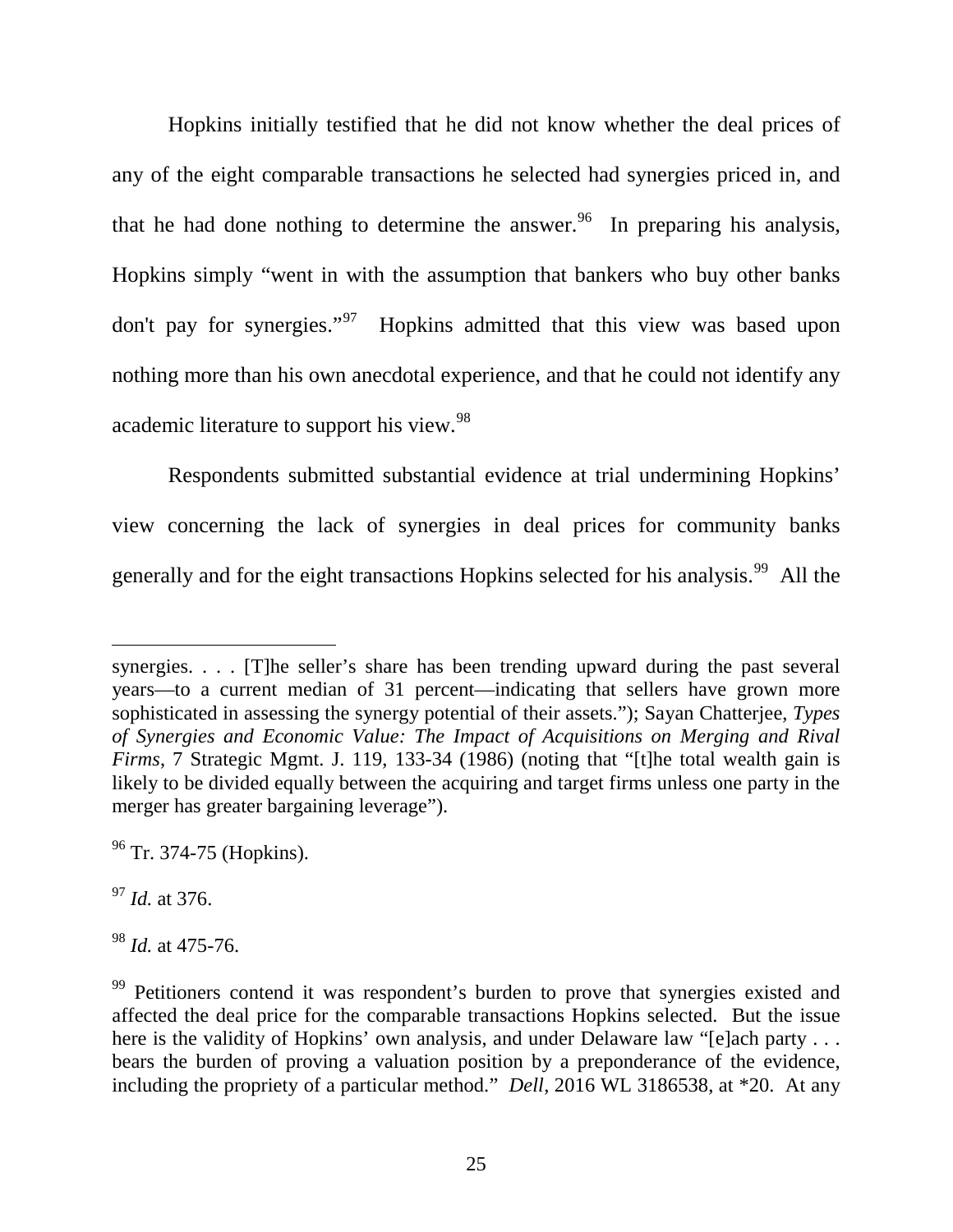Hopkins initially testified that he did not know whether the deal prices of any of the eight comparable transactions he selected had synergies priced in, and that he had done nothing to determine the answer.[96] In preparing his analysis, Hopkins simply "went in with the assumption that bankers who buy other banks don't pay for synergies."[97] Hopkins admitted that this view was based upon nothing more than his own anecdotal experience, and that he could not identify any academic literature to support his view.[98]

Respondents submitted substantial evidence at trial undermining Hopkins' view concerning the lack of synergies in deal prices for community banks generally and for the eight transactions Hopkins selected for his analysis.[99] All the

---

synergies. . . . [T]he seller's share has been trending upward during the past several years—to a current median of 31 percent—indicating that sellers have grown more sophisticated in assessing the synergy potential of their assets."); Sayan Chatterjee, *Types of Synergies and Economic Value: The Impact of Acquisitions on Merging and Rival Firms*, 7 Strategic Mgmt. J. 119, 133-34 (1986) (noting that "[t]he total wealth gain is likely to be divided equally between the acquiring and target firms unless one party in the merger has greater bargaining leverage").

[96] Tr. 374-75 (Hopkins).

[97] *Id.* at 376.

[98] *Id.* at 475-76.

[99] Petitioners contend it was respondent's burden to prove that synergies existed and affected the deal price for the comparable transactions Hopkins selected. But the issue here is the validity of Hopkins' own analysis, and under Delaware law "[e]ach party . . . bears the burden of proving a valuation position by a preponderance of the evidence, including the propriety of a particular method." *Dell*, 2016 WL 3186538, at *20. At any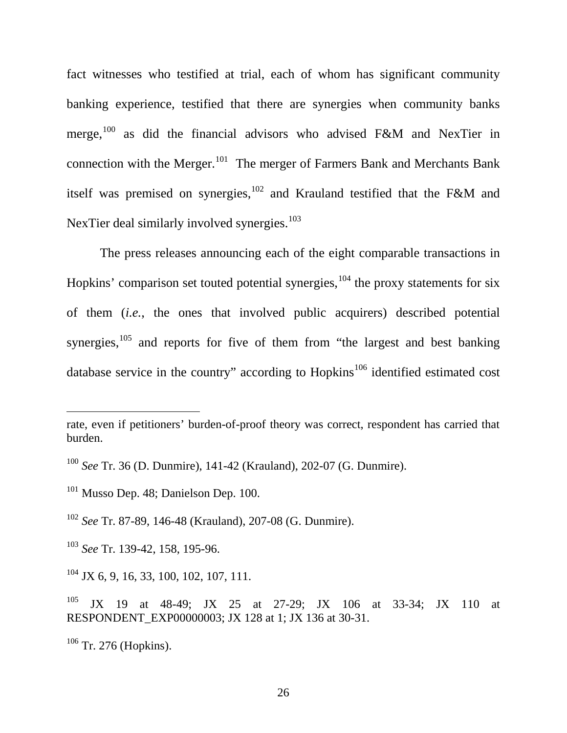fact witnesses who testified at trial, each of whom has significant community banking experience, testified that there are synergies when community banks merge,[100] as did the financial advisors who advised F&M and NexTier in connection with the Merger.[101] The merger of Farmers Bank and Merchants Bank itself was premised on synergies,[102] and Krauland testified that the F&M and NexTier deal similarly involved synergies.[103]

The press releases announcing each of the eight comparable transactions in Hopkins' comparison set touted potential synergies,[104] the proxy statements for six of them (*i.e.*, the ones that involved public acquirers) described potential synergies,[105] and reports for five of them from "the largest and best banking database service in the country" according to Hopkins[106] identified estimated cost

---

rate, even if petitioners' burden-of-proof theory was correct, respondent has carried that burden.

[100] *See* Tr. 36 (D. Dunmire), 141-42 (Krauland), 202-07 (G. Dunmire).

[101] Musso Dep. 48; Danielson Dep. 100.

[102] *See* Tr. 87-89, 146-48 (Krauland), 207-08 (G. Dunmire).

[103] *See* Tr. 139-42, 158, 195-96.

[104] JX 6, 9, 16, 33, 100, 102, 107, 111.

[105] JX 19 at 48-49; JX 25 at 27-29; JX 106 at 33-34; JX 110 at RESPONDENT_EXP00000003; JX 128 at 1; JX 136 at 30-31.

[106] Tr. 276 (Hopkins).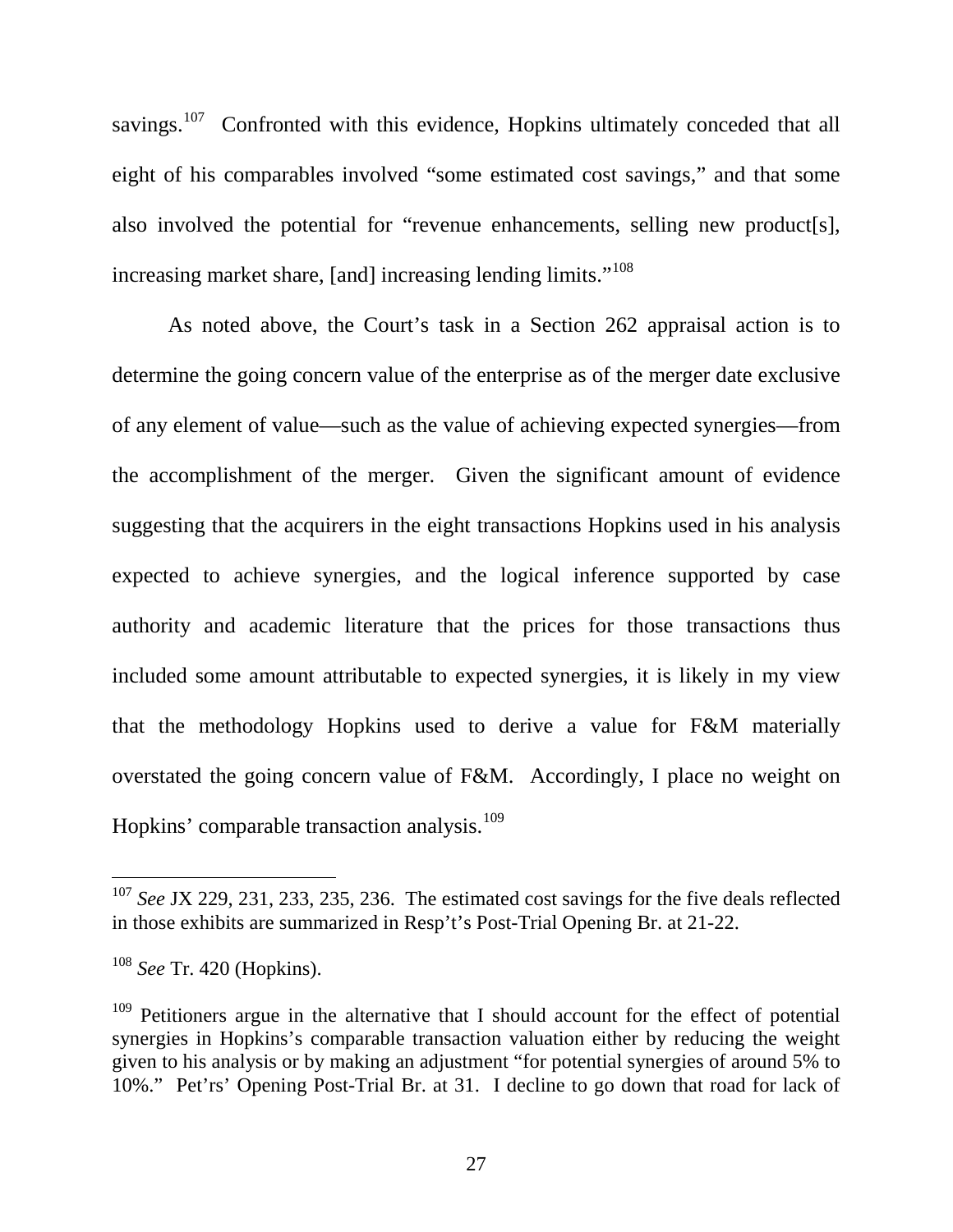savings.[107] Confronted with this evidence, Hopkins ultimately conceded that all eight of his comparables involved "some estimated cost savings," and that some also involved the potential for "revenue enhancements, selling new product[s], increasing market share, [and] increasing lending limits."[108]

As noted above, the Court's task in a Section 262 appraisal action is to determine the going concern value of the enterprise as of the merger date exclusive of any element of value—such as the value of achieving expected synergies—from the accomplishment of the merger. Given the significant amount of evidence suggesting that the acquirers in the eight transactions Hopkins used in his analysis expected to achieve synergies, and the logical inference supported by case authority and academic literature that the prices for those transactions thus included some amount attributable to expected synergies, it is likely in my view that the methodology Hopkins used to derive a value for F&M materially overstated the going concern value of F&M. Accordingly, I place no weight on Hopkins' comparable transaction analysis.[109]

---

[107] *See* JX 229, 231, 233, 235, 236. The estimated cost savings for the five deals reflected in those exhibits are summarized in Resp't's Post-Trial Opening Br. at 21-22.

[108] *See* Tr. 420 (Hopkins).

[109] Petitioners argue in the alternative that I should account for the effect of potential synergies in Hopkins's comparable transaction valuation either by reducing the weight given to his analysis or by making an adjustment "for potential synergies of around 5% to 10%." Pet'rs' Opening Post-Trial Br. at 31. I decline to go down that road for lack of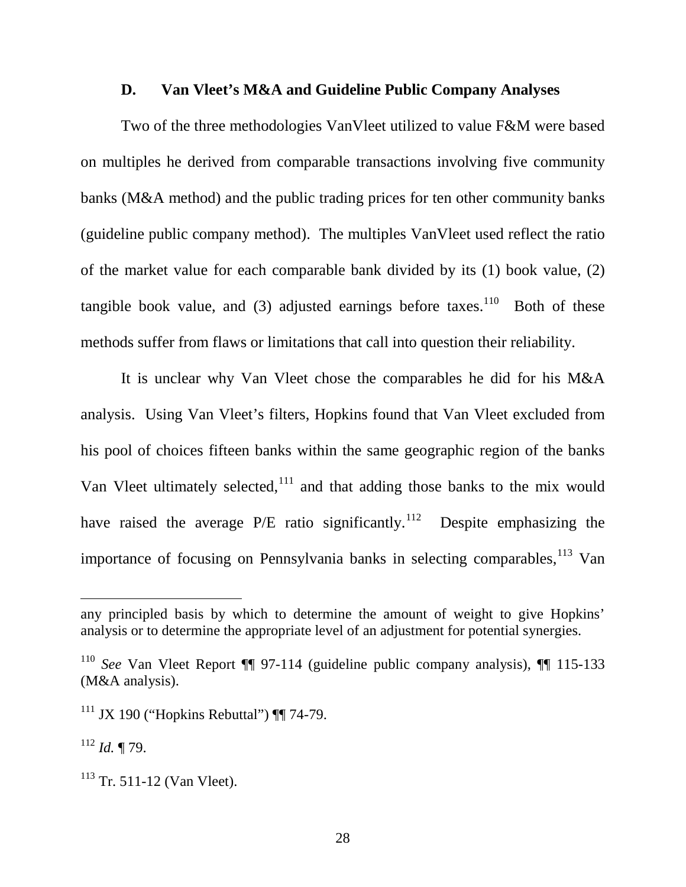### D. Van Vleet's M&A and Guideline Public Company Analyses

Two of the three methodologies VanVleet utilized to value F&M were based on multiples he derived from comparable transactions involving five community banks (M&A method) and the public trading prices for ten other community banks (guideline public company method). The multiples VanVleet used reflect the ratio of the market value for each comparable bank divided by its (1) book value, (2) tangible book value, and (3) adjusted earnings before taxes.[110] Both of these methods suffer from flaws or limitations that call into question their reliability.

It is unclear why Van Vleet chose the comparables he did for his M&A analysis. Using Van Vleet's filters, Hopkins found that Van Vleet excluded from his pool of choices fifteen banks within the same geographic region of the banks Van Vleet ultimately selected,[111] and that adding those banks to the mix would have raised the average P/E ratio significantly.[112] Despite emphasizing the importance of focusing on Pennsylvania banks in selecting comparables,[113] Van

---

any principled basis by which to determine the amount of weight to give Hopkins' analysis or to determine the appropriate level of an adjustment for potential synergies.

[110] *See* Van Vleet Report ¶¶ 97-114 (guideline public company analysis), ¶¶ 115-133 (M&A analysis).

[111] JX 190 ("Hopkins Rebuttal") ¶¶ 74-79.

[112] *Id.* ¶ 79.

[113] Tr. 511-12 (Van Vleet).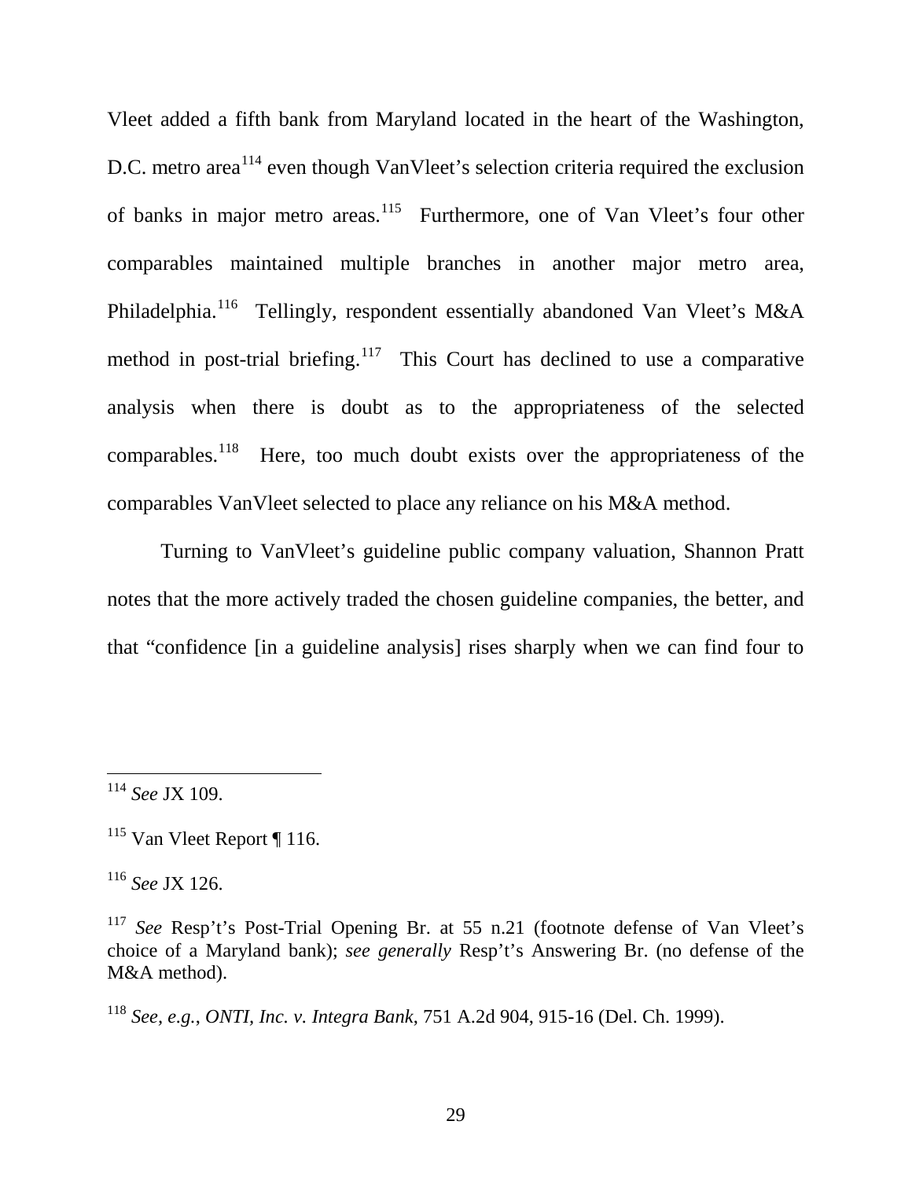Vleet added a fifth bank from Maryland located in the heart of the Washington, D.C. metro area[114] even though VanVleet's selection criteria required the exclusion of banks in major metro areas.[115] Furthermore, one of Van Vleet's four other comparables maintained multiple branches in another major metro area, Philadelphia.[116] Tellingly, respondent essentially abandoned Van Vleet's M&A method in post-trial briefing.[117] This Court has declined to use a comparative analysis when there is doubt as to the appropriateness of the selected comparables.[118] Here, too much doubt exists over the appropriateness of the comparables VanVleet selected to place any reliance on his M&A method.

Turning to VanVleet's guideline public company valuation, Shannon Pratt notes that the more actively traded the chosen guideline companies, the better, and that "confidence [in a guideline analysis] rises sharply when we can find four to

---

[114] *See* JX 109.

[115] Van Vleet Report ¶ 116.

[116] *See* JX 126.

[117] *See* Resp't's Post-Trial Opening Br. at 55 n.21 (footnote defense of Van Vleet's choice of a Maryland bank); *see generally* Resp't's Answering Br. (no defense of the M&A method).

[118] *See, e.g., ONTI, Inc. v. Integra Bank*, 751 A.2d 904, 915-16 (Del. Ch. 1999).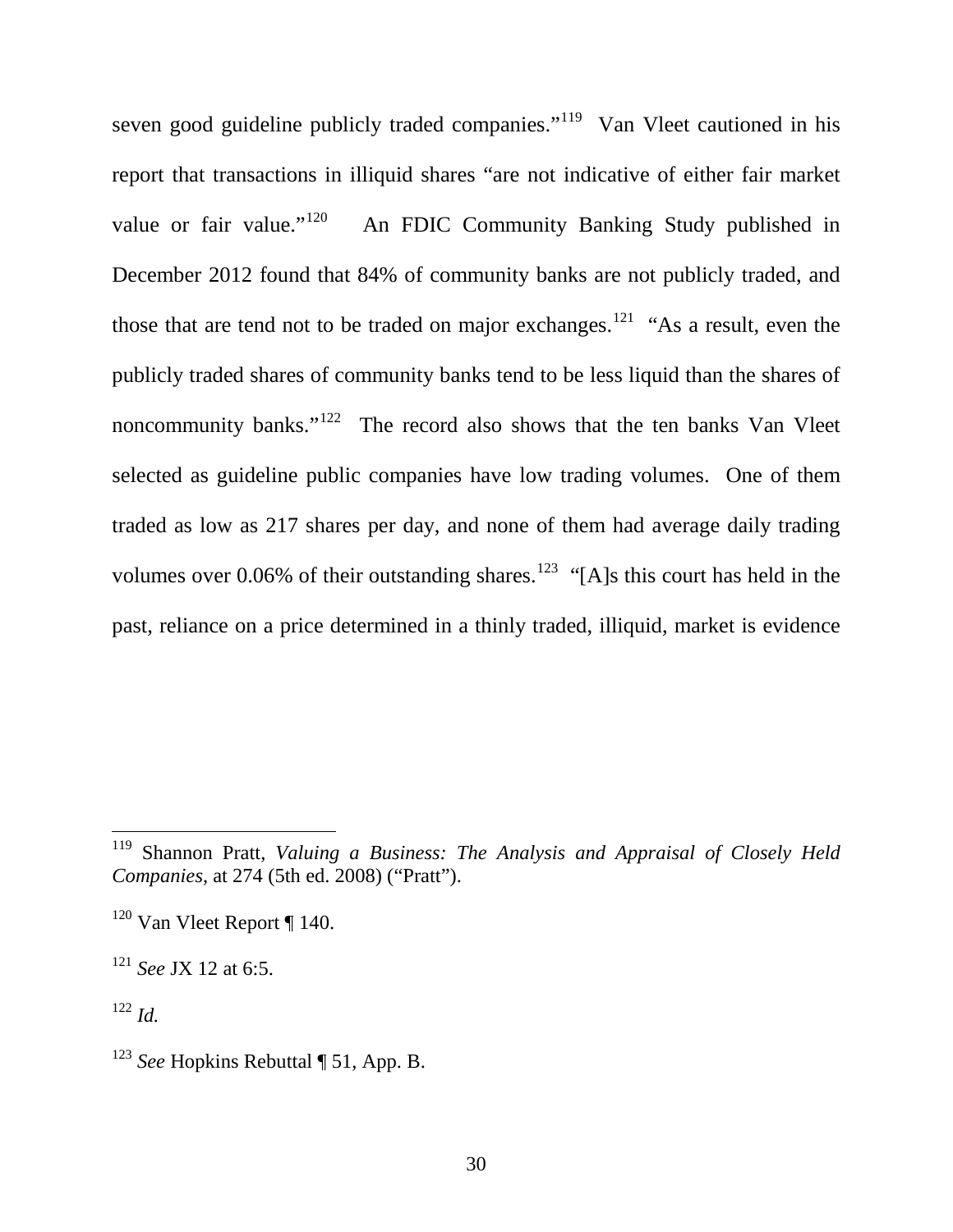seven good guideline publicly traded companies."[119] Van Vleet cautioned in his report that transactions in illiquid shares "are not indicative of either fair market value or fair value."[120] An FDIC Community Banking Study published in December 2012 found that 84% of community banks are not publicly traded, and those that are tend not to be traded on major exchanges.[121] "As a result, even the publicly traded shares of community banks tend to be less liquid than the shares of noncommunity banks."[122] The record also shows that the ten banks Van Vleet selected as guideline public companies have low trading volumes. One of them traded as low as 217 shares per day, and none of them had average daily trading volumes over 0.06% of their outstanding shares.[123] "[A]s this court has held in the past, reliance on a price determined in a thinly traded, illiquid, market is evidence

---

[119] Shannon Pratt, *Valuing a Business: The Analysis and Appraisal of Closely Held Companies*, at 274 (5th ed. 2008) ("Pratt").

[120] Van Vleet Report ¶ 140.

[121] *See* JX 12 at 6:5.

[122] *Id.*

[123] *See* Hopkins Rebuttal ¶ 51, App. B.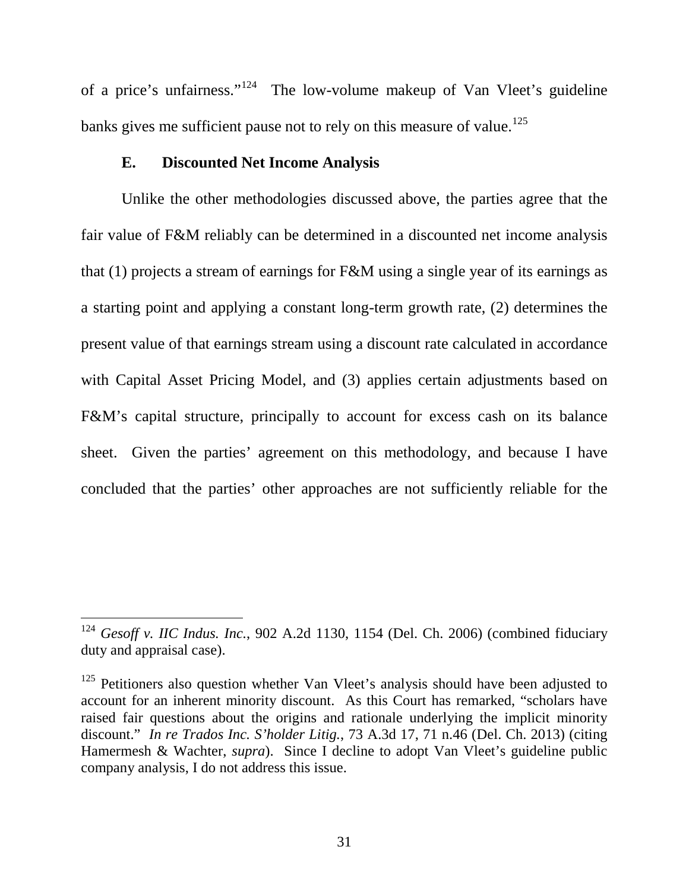of a price's unfairness."[124] The low-volume makeup of Van Vleet's guideline banks gives me sufficient pause not to rely on this measure of value.[125]

### E. Discounted Net Income Analysis

Unlike the other methodologies discussed above, the parties agree that the fair value of F&M reliably can be determined in a discounted net income analysis that (1) projects a stream of earnings for F&M using a single year of its earnings as a starting point and applying a constant long-term growth rate, (2) determines the present value of that earnings stream using a discount rate calculated in accordance with Capital Asset Pricing Model, and (3) applies certain adjustments based on F&M's capital structure, principally to account for excess cash on its balance sheet. Given the parties' agreement on this methodology, and because I have concluded that the parties' other approaches are not sufficiently reliable for the

---

[124] *Gesoff v. IIC Indus. Inc.*, 902 A.2d 1130, 1154 (Del. Ch. 2006) (combined fiduciary duty and appraisal case).

[125] Petitioners also question whether Van Vleet's analysis should have been adjusted to account for an inherent minority discount. As this Court has remarked, "scholars have raised fair questions about the origins and rationale underlying the implicit minority discount." *In re Trados Inc. S'holder Litig.*, 73 A.3d 17, 71 n.46 (Del. Ch. 2013) (citing Hamermesh & Wachter, *supra*). Since I decline to adopt Van Vleet's guideline public company analysis, I do not address this issue.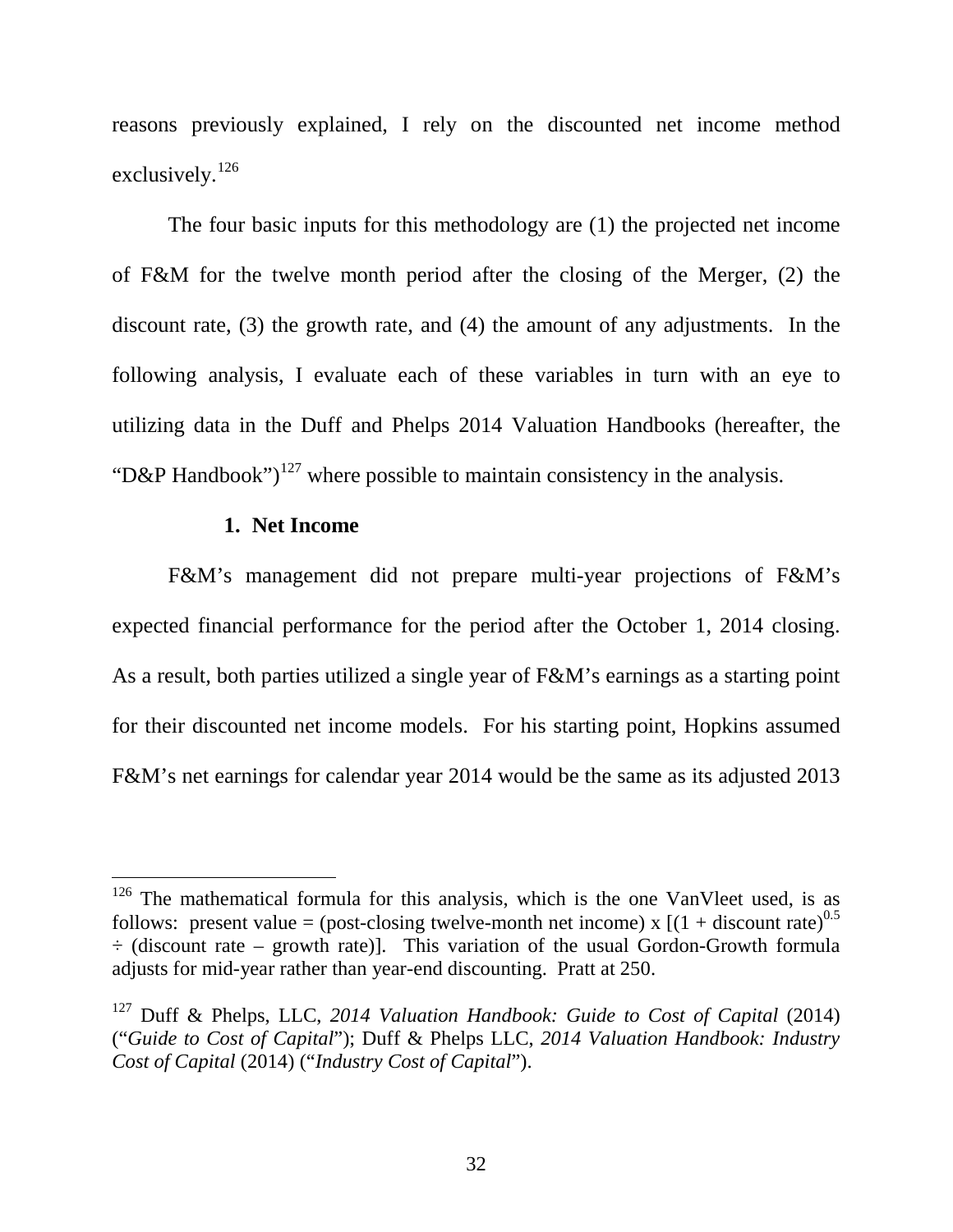reasons previously explained, I rely on the discounted net income method exclusively.[126]

The four basic inputs for this methodology are (1) the projected net income of F&M for the twelve month period after the closing of the Merger, (2) the discount rate, (3) the growth rate, and (4) the amount of any adjustments. In the following analysis, I evaluate each of these variables in turn with an eye to utilizing data in the Duff and Phelps 2014 Valuation Handbooks (hereafter, the "D&P Handbook")[127] where possible to maintain consistency in the analysis.

**1. Net Income**

F&M's management did not prepare multi-year projections of F&M's expected financial performance for the period after the October 1, 2014 closing. As a result, both parties utilized a single year of F&M's earnings as a starting point for their discounted net income models. For his starting point, Hopkins assumed F&M's net earnings for calendar year 2014 would be the same as its adjusted 2013

---

[126] The mathematical formula for this analysis, which is the one VanVleet used, is as follows: present value = (post-closing twelve-month net income) x $[(1 + \text{discount rate})^{0.5} \div (\text{discount rate} - \text{growth rate})]$. This variation of the usual Gordon-Growth formula adjusts for mid-year rather than year-end discounting. Pratt at 250.

[127] Duff & Phelps, LLC, *2014 Valuation Handbook: Guide to Cost of Capital* (2014) ("*Guide to Cost of Capital*"); Duff & Phelps LLC, *2014 Valuation Handbook: Industry Cost of Capital* (2014) ("*Industry Cost of Capital*").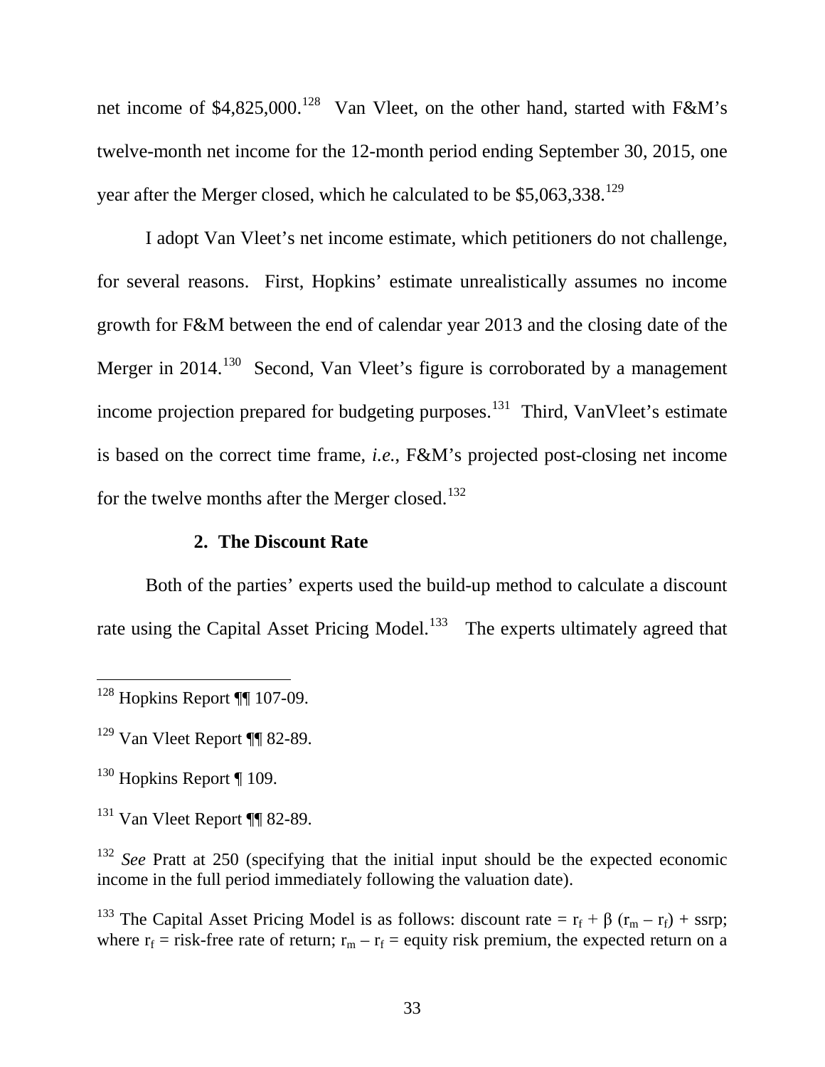net income of $4,825,000.[128] Van Vleet, on the other hand, started with F&M's twelve-month net income for the 12-month period ending September 30, 2015, one year after the Merger closed, which he calculated to be $5,063,338.[129]

I adopt Van Vleet's net income estimate, which petitioners do not challenge, for several reasons. First, Hopkins' estimate unrealistically assumes no income growth for F&M between the end of calendar year 2013 and the closing date of the Merger in 2014.[130] Second, Van Vleet's figure is corroborated by a management income projection prepared for budgeting purposes.[131] Third, VanVleet's estimate is based on the correct time frame, *i.e.*, F&M's projected post-closing net income for the twelve months after the Merger closed.[132]

### 2. The Discount Rate

Both of the parties' experts used the build-up method to calculate a discount rate using the Capital Asset Pricing Model.[133] The experts ultimately agreed that

---

[128] Hopkins Report ¶¶ 107-09.

[129] Van Vleet Report ¶¶ 82-89.

[130] Hopkins Report ¶ 109.

[131] Van Vleet Report ¶¶ 82-89.

[132] *See* Pratt at 250 (specifying that the initial input should be the expected economic income in the full period immediately following the valuation date).

[133] The Capital Asset Pricing Model is as follows: discount rate = $r_f + \beta\ (r_m - r_f) + ssrp$; where $r_f$ = risk-free rate of return; $r_m - r_f$ = equity risk premium, the expected return on a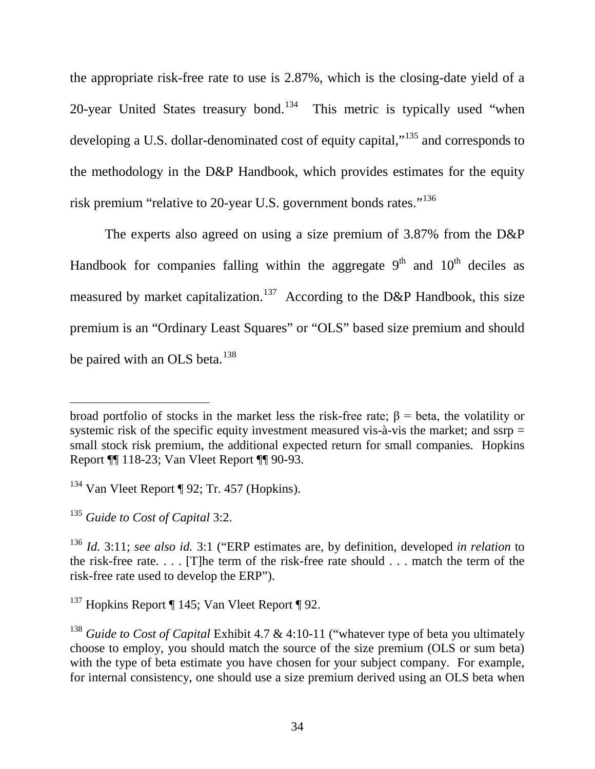the appropriate risk-free rate to use is 2.87%, which is the closing-date yield of a 20-year United States treasury bond.[134] This metric is typically used "when developing a U.S. dollar-denominated cost of equity capital,"[135] and corresponds to the methodology in the D&P Handbook, which provides estimates for the equity risk premium "relative to 20-year U.S. government bonds rates."[136]

The experts also agreed on using a size premium of 3.87% from the D&P Handbook for companies falling within the aggregate 9th and 10th deciles as measured by market capitalization.[137] According to the D&P Handbook, this size premium is an "Ordinary Least Squares" or "OLS" based size premium and should be paired with an OLS beta.[138]

---

broad portfolio of stocks in the market less the risk-free rate; β = beta, the volatility or systemic risk of the specific equity investment measured vis-à-vis the market; and ssrp = small stock risk premium, the additional expected return for small companies. Hopkins Report ¶¶ 118-23; Van Vleet Report ¶¶ 90-93.

[134] Van Vleet Report ¶ 92; Tr. 457 (Hopkins).

[135] *Guide to Cost of Capital* 3:2.

[136] *Id.* 3:11; *see also id.* 3:1 ("ERP estimates are, by definition, developed *in relation* to the risk-free rate. . . . [T]he term of the risk-free rate should . . . match the term of the risk-free rate used to develop the ERP").

[137] Hopkins Report ¶ 145; Van Vleet Report ¶ 92.

[138] *Guide to Cost of Capital* Exhibit 4.7 & 4:10-11 ("whatever type of beta you ultimately choose to employ, you should match the source of the size premium (OLS or sum beta) with the type of beta estimate you have chosen for your subject company. For example, for internal consistency, one should use a size premium derived using an OLS beta when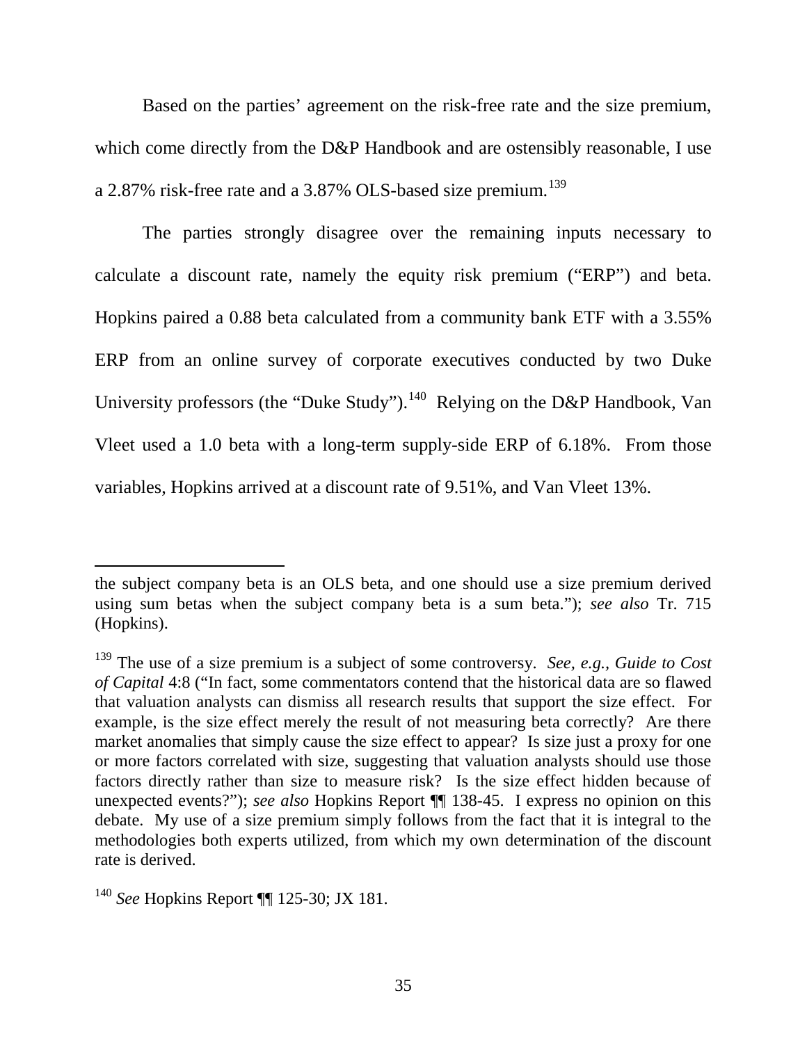Based on the parties' agreement on the risk-free rate and the size premium, which come directly from the D&P Handbook and are ostensibly reasonable, I use a 2.87% risk-free rate and a 3.87% OLS-based size premium.[139]

The parties strongly disagree over the remaining inputs necessary to calculate a discount rate, namely the equity risk premium ("ERP") and beta. Hopkins paired a 0.88 beta calculated from a community bank ETF with a 3.55% ERP from an online survey of corporate executives conducted by two Duke University professors (the "Duke Study").[140] Relying on the D&P Handbook, Van Vleet used a 1.0 beta with a long-term supply-side ERP of 6.18%. From those variables, Hopkins arrived at a discount rate of 9.51%, and Van Vleet 13%.

---

the subject company beta is an OLS beta, and one should use a size premium derived using sum betas when the subject company beta is a sum beta."); *see also* Tr. 715 (Hopkins).

[139] The use of a size premium is a subject of some controversy. *See, e.g., Guide to Cost of Capital* 4:8 ("In fact, some commentators contend that the historical data are so flawed that valuation analysts can dismiss all research results that support the size effect. For example, is the size effect merely the result of not measuring beta correctly? Are there market anomalies that simply cause the size effect to appear? Is size just a proxy for one or more factors correlated with size, suggesting that valuation analysts should use those factors directly rather than size to measure risk? Is the size effect hidden because of unexpected events?"); *see also* Hopkins Report ¶¶ 138-45. I express no opinion on this debate. My use of a size premium simply follows from the fact that it is integral to the methodologies both experts utilized, from which my own determination of the discount rate is derived.

[140] *See* Hopkins Report ¶¶ 125-30; JX 181.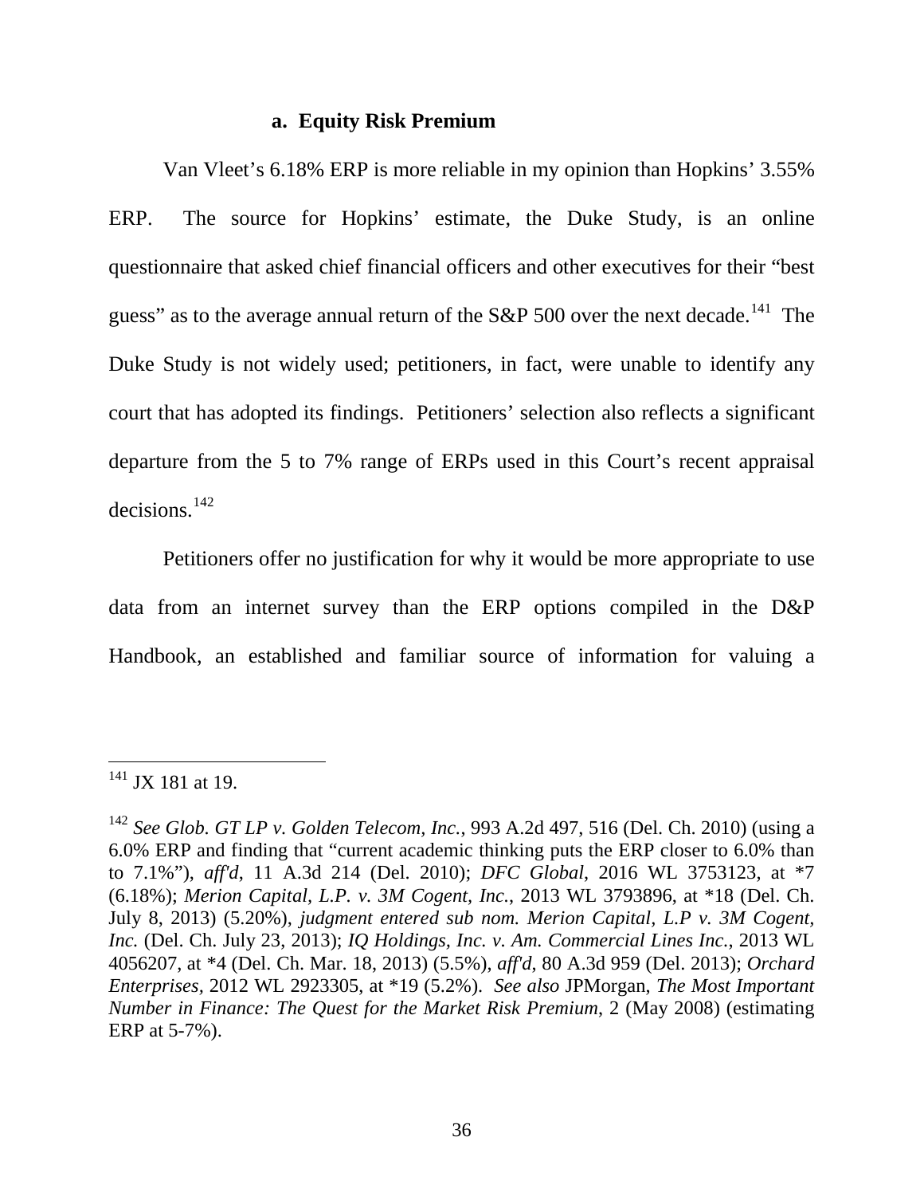### a. Equity Risk Premium

Van Vleet's 6.18% ERP is more reliable in my opinion than Hopkins' 3.55% ERP. The source for Hopkins' estimate, the Duke Study, is an online questionnaire that asked chief financial officers and other executives for their "best guess" as to the average annual return of the S&P 500 over the next decade.[141] The Duke Study is not widely used; petitioners, in fact, were unable to identify any court that has adopted its findings. Petitioners' selection also reflects a significant departure from the 5 to 7% range of ERPs used in this Court's recent appraisal decisions.[142]

Petitioners offer no justification for why it would be more appropriate to use data from an internet survey than the ERP options compiled in the D&P Handbook, an established and familiar source of information for valuing a

---

[141] JX 181 at 19.

[142] *See Glob. GT LP v. Golden Telecom, Inc.*, 993 A.2d 497, 516 (Del. Ch. 2010) (using a 6.0% ERP and finding that "current academic thinking puts the ERP closer to 6.0% than to 7.1%"), *aff'd*, 11 A.3d 214 (Del. 2010); *DFC Global*, 2016 WL 3753123, at *7 (6.18%); *Merion Capital, L.P. v. 3M Cogent, Inc.*, 2013 WL 3793896, at *18 (Del. Ch. July 8, 2013) (5.20%), *judgment entered sub nom. Merion Capital, L.P v. 3M Cogent, Inc.* (Del. Ch. July 23, 2013); *IQ Holdings, Inc. v. Am. Commercial Lines Inc.*, 2013 WL 4056207, at *4 (Del. Ch. Mar. 18, 2013) (5.5%), *aff'd*, 80 A.3d 959 (Del. 2013); *Orchard Enterprises*, 2012 WL 2923305, at *19 (5.2%). *See also* JPMorgan, *The Most Important Number in Finance: The Quest for the Market Risk Premium*, 2 (May 2008) (estimating ERP at 5-7%).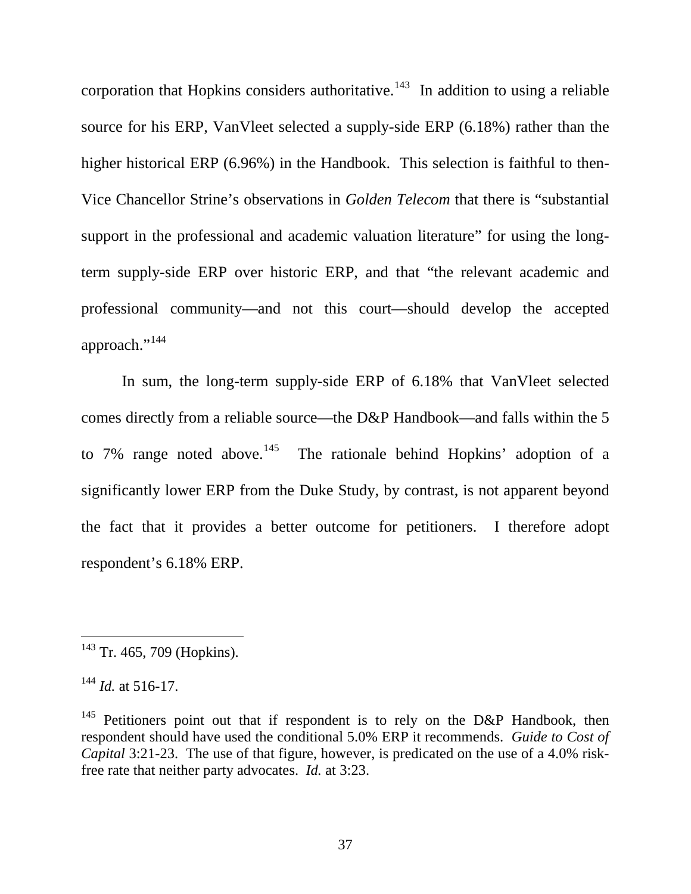corporation that Hopkins considers authoritative.[143] In addition to using a reliable source for his ERP, VanVleet selected a supply-side ERP (6.18%) rather than the higher historical ERP (6.96%) in the Handbook. This selection is faithful to then-Vice Chancellor Strine's observations in *Golden Telecom* that there is "substantial support in the professional and academic valuation literature" for using the long-term supply-side ERP over historic ERP, and that "the relevant academic and professional community—and not this court—should develop the accepted approach."[144]

In sum, the long-term supply-side ERP of 6.18% that VanVleet selected comes directly from a reliable source—the D&P Handbook—and falls within the 5 to 7% range noted above.[145] The rationale behind Hopkins' adoption of a significantly lower ERP from the Duke Study, by contrast, is not apparent beyond the fact that it provides a better outcome for petitioners. I therefore adopt respondent's 6.18% ERP.

---

[143] Tr. 465, 709 (Hopkins).

[144] *Id.* at 516-17.

[145] Petitioners point out that if respondent is to rely on the D&P Handbook, then respondent should have used the conditional 5.0% ERP it recommends. *Guide to Cost of Capital* 3:21-23. The use of that figure, however, is predicated on the use of a 4.0% risk-free rate that neither party advocates. *Id.* at 3:23.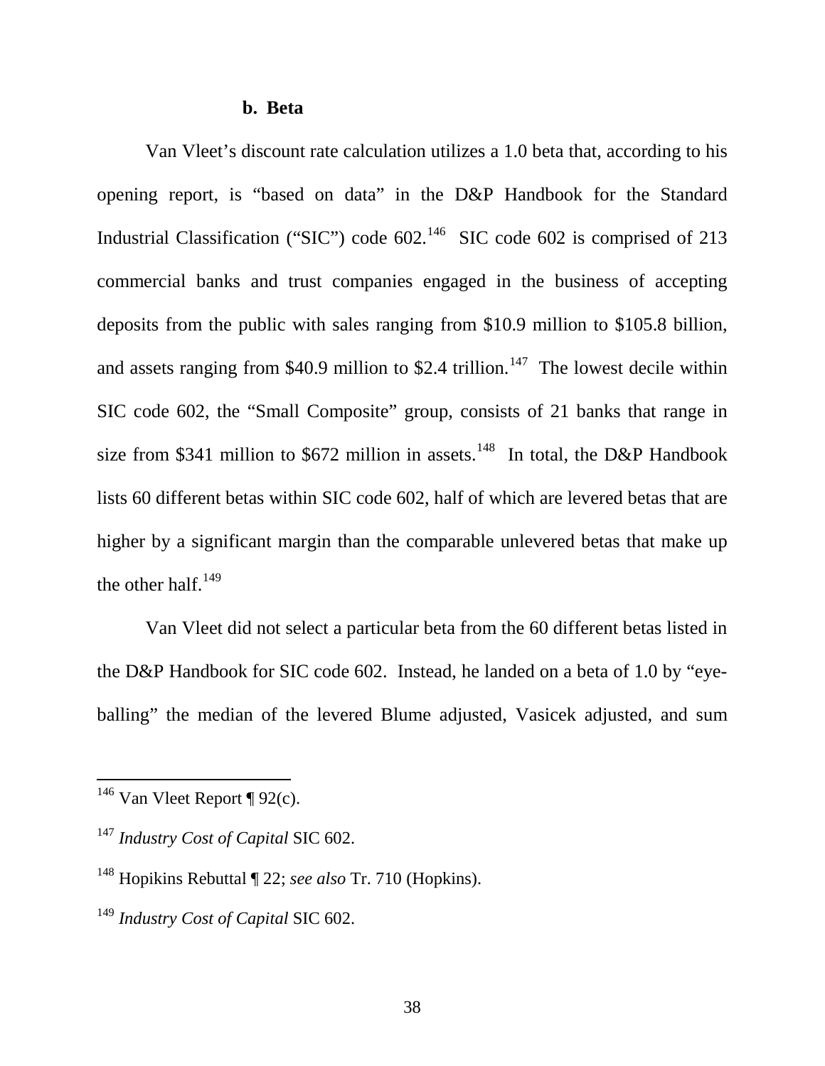### b. Beta

Van Vleet's discount rate calculation utilizes a 1.0 beta that, according to his opening report, is "based on data" in the D&P Handbook for the Standard Industrial Classification ("SIC") code 602.[146] SIC code 602 is comprised of 213 commercial banks and trust companies engaged in the business of accepting deposits from the public with sales ranging from $10.9 million to $105.8 billion, and assets ranging from $40.9 million to $2.4 trillion.[147] The lowest decile within SIC code 602, the "Small Composite" group, consists of 21 banks that range in size from $341 million to $672 million in assets.[148] In total, the D&P Handbook lists 60 different betas within SIC code 602, half of which are levered betas that are higher by a significant margin than the comparable unlevered betas that make up the other half.[149]

Van Vleet did not select a particular beta from the 60 different betas listed in the D&P Handbook for SIC code 602. Instead, he landed on a beta of 1.0 by "eye-balling" the median of the levered Blume adjusted, Vasicek adjusted, and sum

---

[146] Van Vleet Report ¶ 92(c).

[147] *Industry Cost of Capital* SIC 602.

[148] Hopikins Rebuttal ¶ 22; *see also* Tr. 710 (Hopkins).

[149] *Industry Cost of Capital* SIC 602.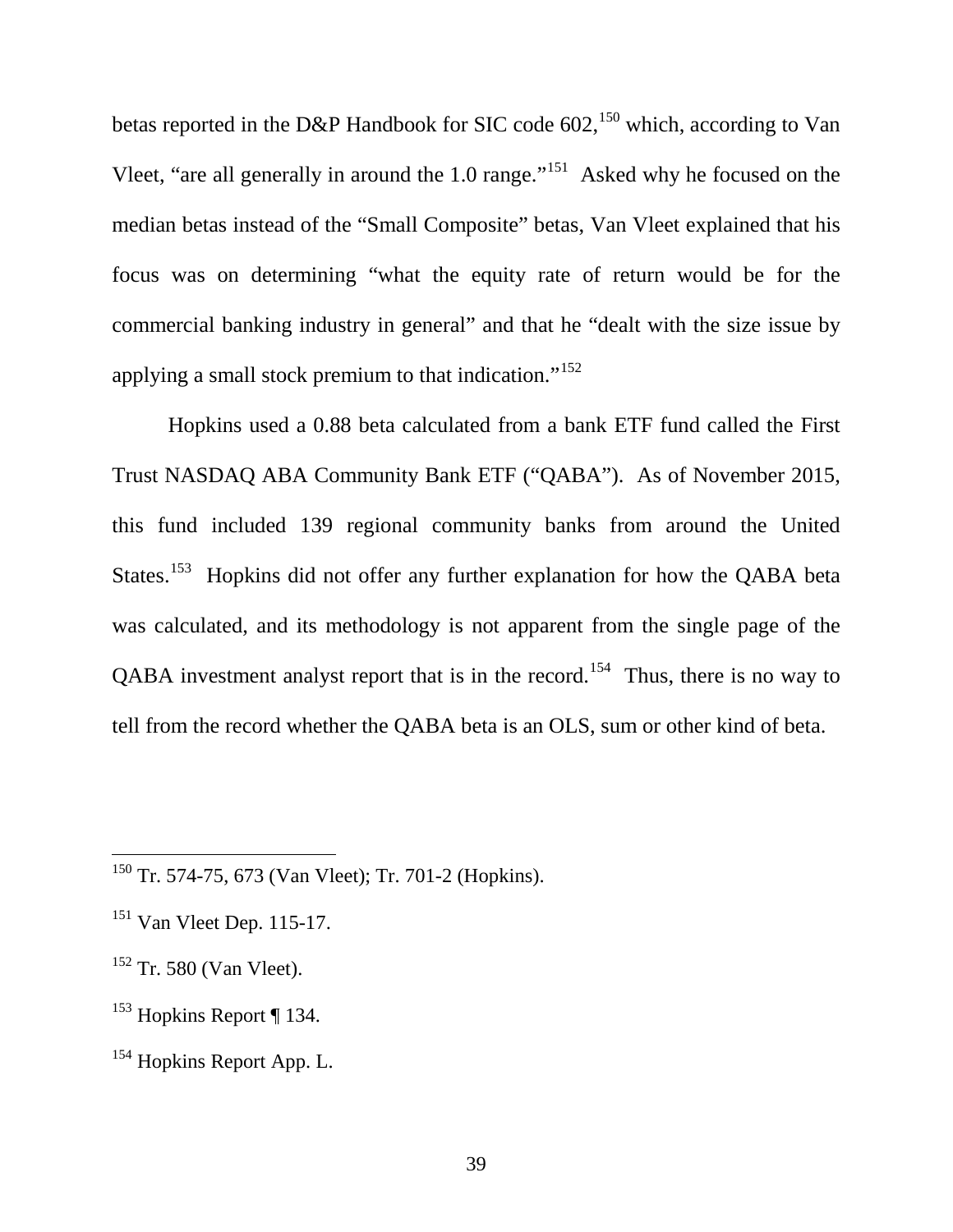betas reported in the D&P Handbook for SIC code 602,[150] which, according to Van Vleet, "are all generally in around the 1.0 range."[151] Asked why he focused on the median betas instead of the "Small Composite" betas, Van Vleet explained that his focus was on determining "what the equity rate of return would be for the commercial banking industry in general" and that he "dealt with the size issue by applying a small stock premium to that indication."[152]

Hopkins used a 0.88 beta calculated from a bank ETF fund called the First Trust NASDAQ ABA Community Bank ETF ("QABA"). As of November 2015, this fund included 139 regional community banks from around the United States.[153] Hopkins did not offer any further explanation for how the QABA beta was calculated, and its methodology is not apparent from the single page of the QABA investment analyst report that is in the record.[154] Thus, there is no way to tell from the record whether the QABA beta is an OLS, sum or other kind of beta.

---

[150] Tr. 574-75, 673 (Van Vleet); Tr. 701-2 (Hopkins).

[151] Van Vleet Dep. 115-17.

[152] Tr. 580 (Van Vleet).

[153] Hopkins Report ¶ 134.

[154] Hopkins Report App. L.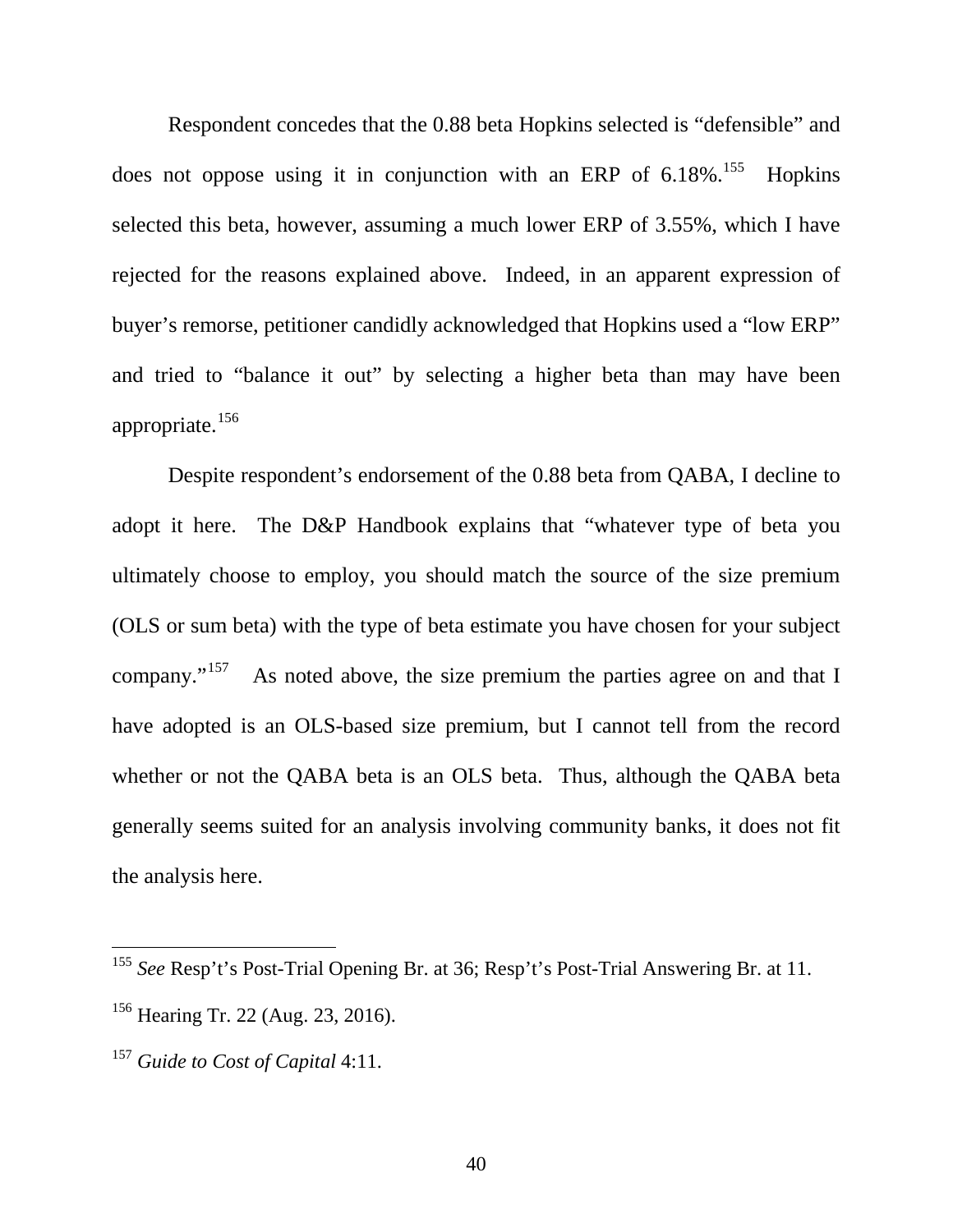Respondent concedes that the 0.88 beta Hopkins selected is "defensible" and does not oppose using it in conjunction with an ERP of 6.18%.[155] Hopkins selected this beta, however, assuming a much lower ERP of 3.55%, which I have rejected for the reasons explained above. Indeed, in an apparent expression of buyer's remorse, petitioner candidly acknowledged that Hopkins used a "low ERP" and tried to "balance it out" by selecting a higher beta than may have been appropriate.[156]

Despite respondent's endorsement of the 0.88 beta from QABA, I decline to adopt it here. The D&P Handbook explains that "whatever type of beta you ultimately choose to employ, you should match the source of the size premium (OLS or sum beta) with the type of beta estimate you have chosen for your subject company."[157] As noted above, the size premium the parties agree on and that I have adopted is an OLS-based size premium, but I cannot tell from the record whether or not the QABA beta is an OLS beta. Thus, although the QABA beta generally seems suited for an analysis involving community banks, it does not fit the analysis here.

---

[155] *See* Resp't's Post-Trial Opening Br. at 36; Resp't's Post-Trial Answering Br. at 11.

[156] Hearing Tr. 22 (Aug. 23, 2016).

[157] *Guide to Cost of Capital* 4:11.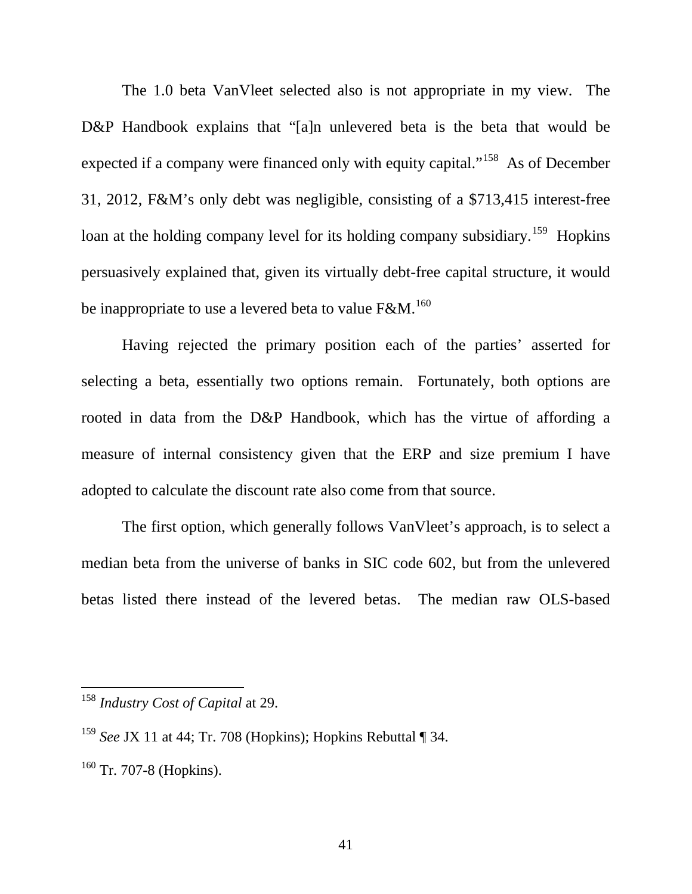The 1.0 beta VanVleet selected also is not appropriate in my view. The D&P Handbook explains that "[a]n unlevered beta is the beta that would be expected if a company were financed only with equity capital."[158] As of December 31, 2012, F&M's only debt was negligible, consisting of a $713,415 interest-free loan at the holding company level for its holding company subsidiary.[159] Hopkins persuasively explained that, given its virtually debt-free capital structure, it would be inappropriate to use a levered beta to value F&M.[160]

Having rejected the primary position each of the parties' asserted for selecting a beta, essentially two options remain. Fortunately, both options are rooted in data from the D&P Handbook, which has the virtue of affording a measure of internal consistency given that the ERP and size premium I have adopted to calculate the discount rate also come from that source.

The first option, which generally follows VanVleet's approach, is to select a median beta from the universe of banks in SIC code 602, but from the unlevered betas listed there instead of the levered betas. The median raw OLS-based

---

[158] *Industry Cost of Capital* at 29.

[159] *See* JX 11 at 44; Tr. 708 (Hopkins); Hopkins Rebuttal ¶ 34.

[160] Tr. 707-8 (Hopkins).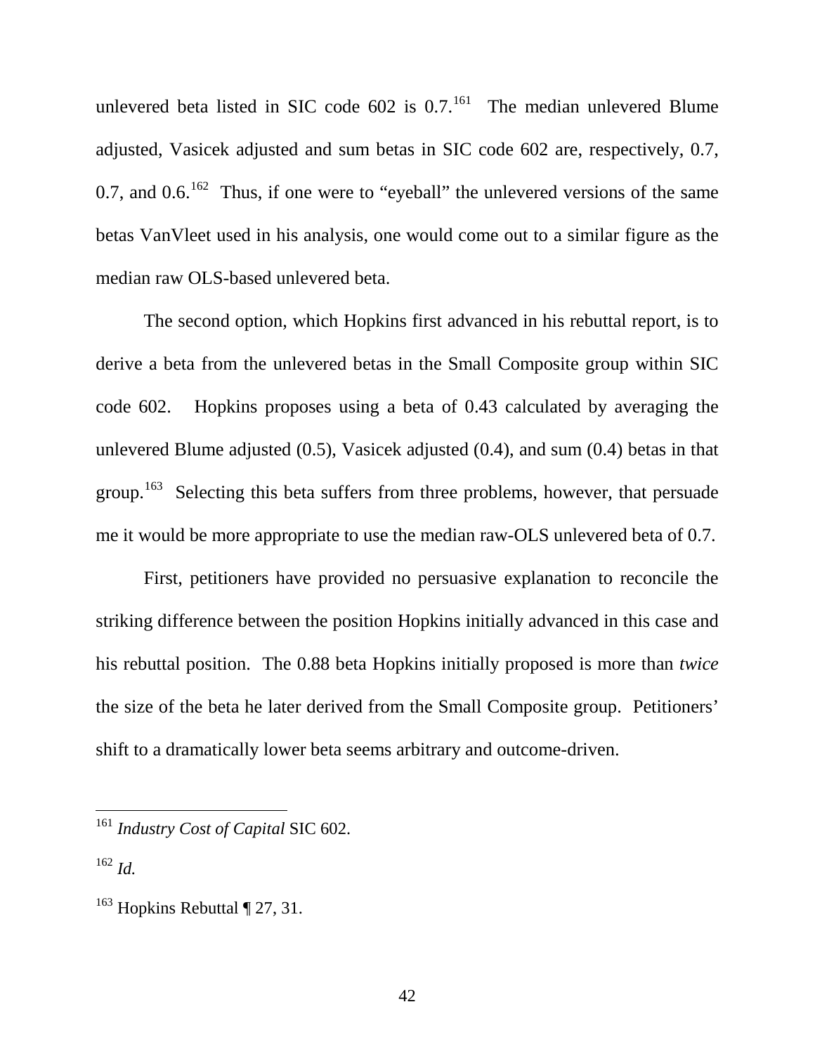unlevered beta listed in SIC code 602 is 0.7.[161] The median unlevered Blume adjusted, Vasicek adjusted and sum betas in SIC code 602 are, respectively, 0.7, 0.7, and 0.6.[162] Thus, if one were to "eyeball" the unlevered versions of the same betas VanVleet used in his analysis, one would come out to a similar figure as the median raw OLS-based unlevered beta.

The second option, which Hopkins first advanced in his rebuttal report, is to derive a beta from the unlevered betas in the Small Composite group within SIC code 602. Hopkins proposes using a beta of 0.43 calculated by averaging the unlevered Blume adjusted (0.5), Vasicek adjusted (0.4), and sum (0.4) betas in that group.[163] Selecting this beta suffers from three problems, however, that persuade me it would be more appropriate to use the median raw-OLS unlevered beta of 0.7.

First, petitioners have provided no persuasive explanation to reconcile the striking difference between the position Hopkins initially advanced in this case and his rebuttal position. The 0.88 beta Hopkins initially proposed is more than *twice* the size of the beta he later derived from the Small Composite group. Petitioners' shift to a dramatically lower beta seems arbitrary and outcome-driven.

---

[161] *Industry Cost of Capital* SIC 602.

[162] *Id.*

[163] Hopkins Rebuttal ¶ 27, 31.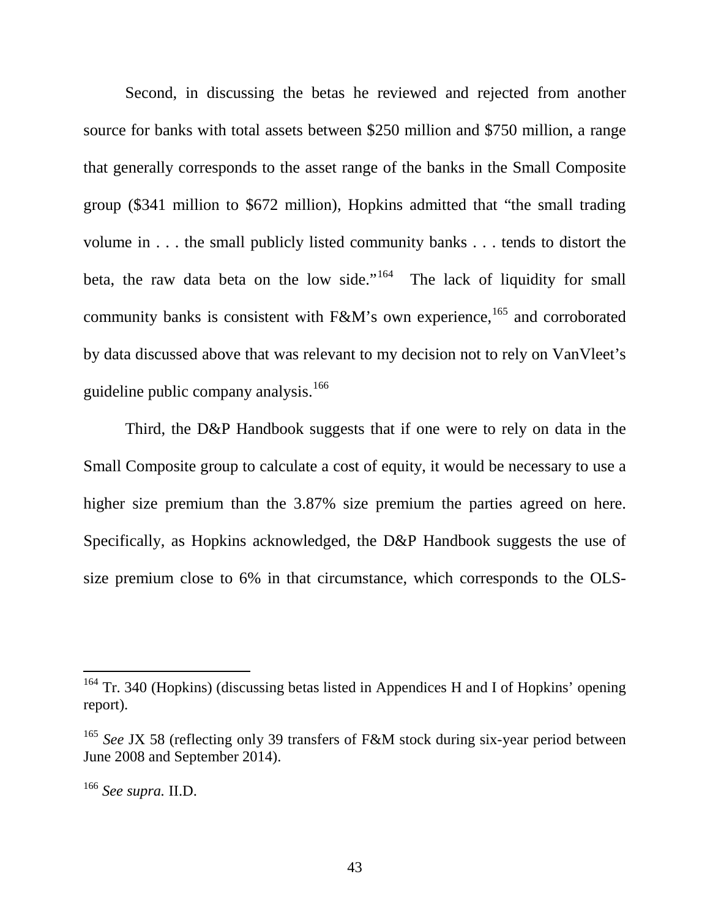Second, in discussing the betas he reviewed and rejected from another source for banks with total assets between $250 million and $750 million, a range that generally corresponds to the asset range of the banks in the Small Composite group ($341 million to $672 million), Hopkins admitted that "the small trading volume in . . . the small publicly listed community banks . . . tends to distort the beta, the raw data beta on the low side."[164] The lack of liquidity for small community banks is consistent with F&M's own experience,[165] and corroborated by data discussed above that was relevant to my decision not to rely on VanVleet's guideline public company analysis.[166]

Third, the D&P Handbook suggests that if one were to rely on data in the Small Composite group to calculate a cost of equity, it would be necessary to use a higher size premium than the 3.87% size premium the parties agreed on here. Specifically, as Hopkins acknowledged, the D&P Handbook suggests the use of size premium close to 6% in that circumstance, which corresponds to the OLS-

---

[164] Tr. 340 (Hopkins) (discussing betas listed in Appendices H and I of Hopkins' opening report).

[165] *See* JX 58 (reflecting only 39 transfers of F&M stock during six-year period between June 2008 and September 2014).

[166] *See supra.* II.D.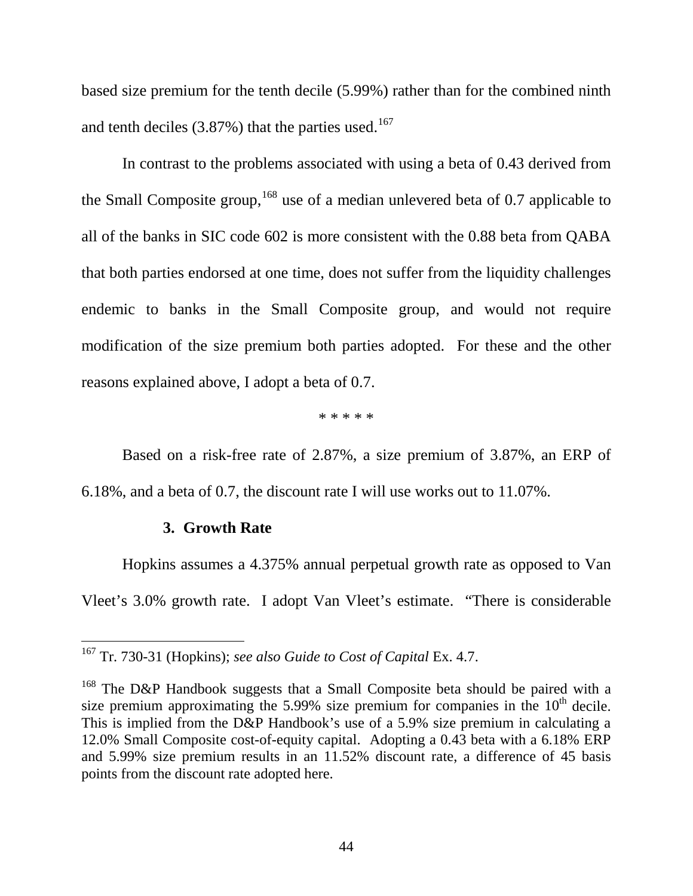based size premium for the tenth decile (5.99%) rather than for the combined ninth and tenth deciles (3.87%) that the parties used.[167]

In contrast to the problems associated with using a beta of 0.43 derived from the Small Composite group,[168] use of a median unlevered beta of 0.7 applicable to all of the banks in SIC code 602 is more consistent with the 0.88 beta from QABA that both parties endorsed at one time, does not suffer from the liquidity challenges endemic to banks in the Small Composite group, and would not require modification of the size premium both parties adopted. For these and the other reasons explained above, I adopt a beta of 0.7.

\* \* \* \* \*

Based on a risk-free rate of 2.87%, a size premium of 3.87%, an ERP of 6.18%, and a beta of 0.7, the discount rate I will use works out to 11.07%.

### 3. Growth Rate

Hopkins assumes a 4.375% annual perpetual growth rate as opposed to Van Vleet's 3.0% growth rate. I adopt Van Vleet's estimate. "There is considerable

---

[167] Tr. 730-31 (Hopkins); *see also Guide to Cost of Capital* Ex. 4.7.

[168] The D&P Handbook suggests that a Small Composite beta should be paired with a size premium approximating the 5.99% size premium for companies in the 10th decile. This is implied from the D&P Handbook's use of a 5.9% size premium in calculating a 12.0% Small Composite cost-of-equity capital. Adopting a 0.43 beta with a 6.18% ERP and 5.99% size premium results in an 11.52% discount rate, a difference of 45 basis points from the discount rate adopted here.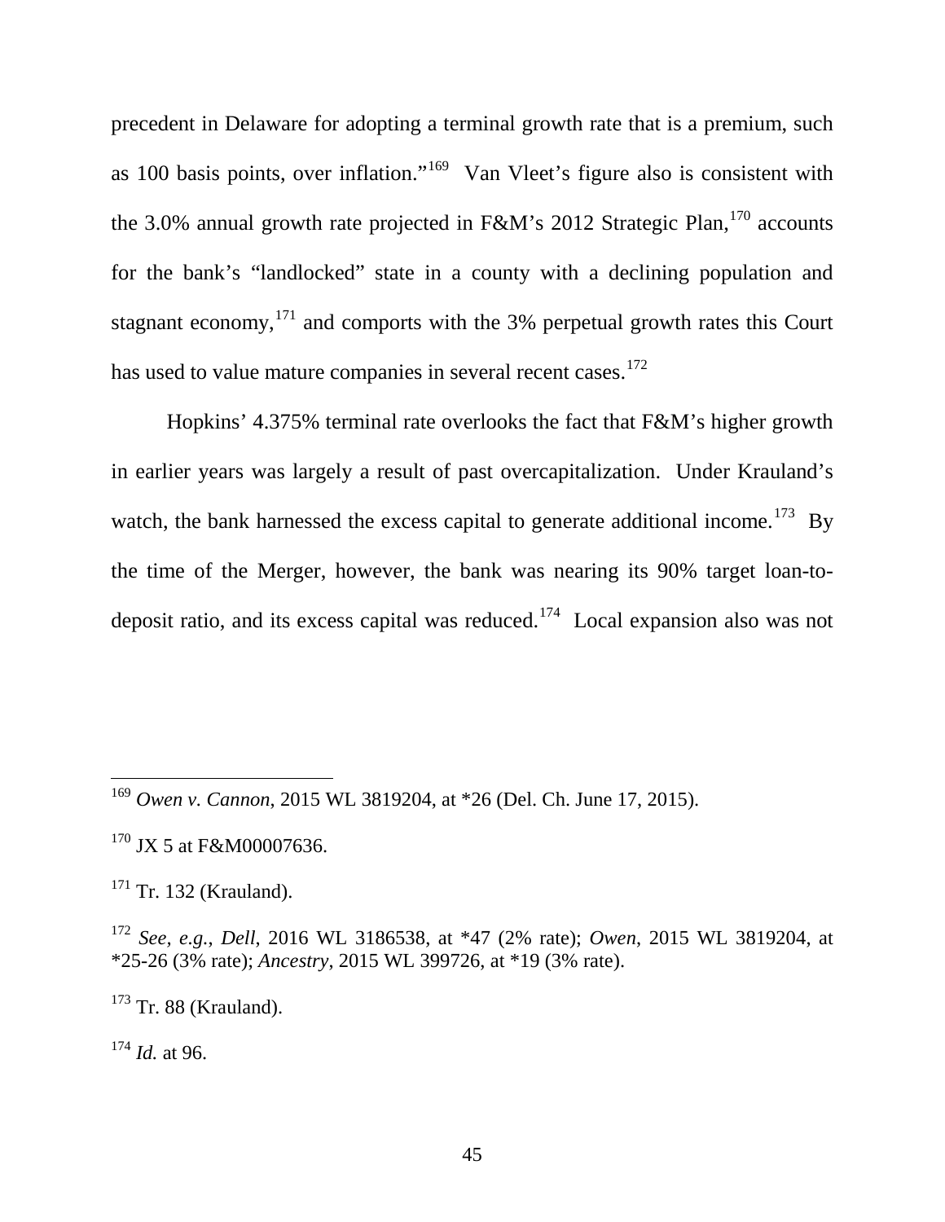precedent in Delaware for adopting a terminal growth rate that is a premium, such as 100 basis points, over inflation."[169] Van Vleet's figure also is consistent with the 3.0% annual growth rate projected in F&M's 2012 Strategic Plan,[170] accounts for the bank's "landlocked" state in a county with a declining population and stagnant economy,[171] and comports with the 3% perpetual growth rates this Court has used to value mature companies in several recent cases.[172]

Hopkins' 4.375% terminal rate overlooks the fact that F&M's higher growth in earlier years was largely a result of past overcapitalization. Under Krauland's watch, the bank harnessed the excess capital to generate additional income.[173] By the time of the Merger, however, the bank was nearing its 90% target loan-to-deposit ratio, and its excess capital was reduced.[174] Local expansion also was not

---

[169] *Owen v. Cannon*, 2015 WL 3819204, at *26 (Del. Ch. June 17, 2015).

[170] JX 5 at F&M00007636.

[171] Tr. 132 (Krauland).

[172] *See, e.g.*, *Dell*, 2016 WL 3186538, at *47 (2% rate); *Owen*, 2015 WL 3819204, at *25-26 (3% rate); *Ancestry*, 2015 WL 399726, at *19 (3% rate).

[173] Tr. 88 (Krauland).

[174] *Id.* at 96.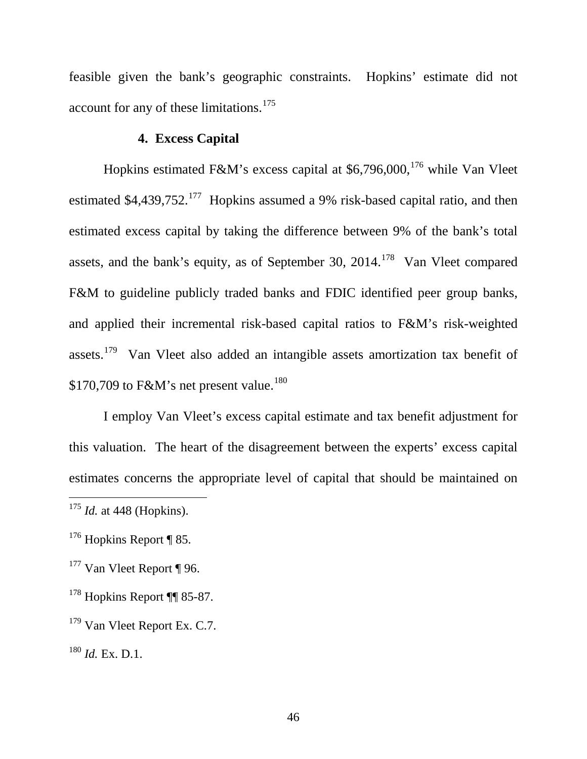feasible given the bank's geographic constraints. Hopkins' estimate did not account for any of these limitations.[175]

#### 4. Excess Capital

Hopkins estimated F&M's excess capital at $6,796,000,[176] while Van Vleet estimated $4,439,752.[177] Hopkins assumed a 9% risk-based capital ratio, and then estimated excess capital by taking the difference between 9% of the bank's total assets, and the bank's equity, as of September 30, 2014.[178] Van Vleet compared F&M to guideline publicly traded banks and FDIC identified peer group banks, and applied their incremental risk-based capital ratios to F&M's risk-weighted assets.[179] Van Vleet also added an intangible assets amortization tax benefit of $170,709 to F&M's net present value.[180]

I employ Van Vleet's excess capital estimate and tax benefit adjustment for this valuation. The heart of the disagreement between the experts' excess capital estimates concerns the appropriate level of capital that should be maintained on

---

[175] *Id.* at 448 (Hopkins).

[176] Hopkins Report ¶ 85.

[177] Van Vleet Report ¶ 96.

[178] Hopkins Report ¶¶ 85-87.

[179] Van Vleet Report Ex. C.7.

[180] *Id.* Ex. D.1.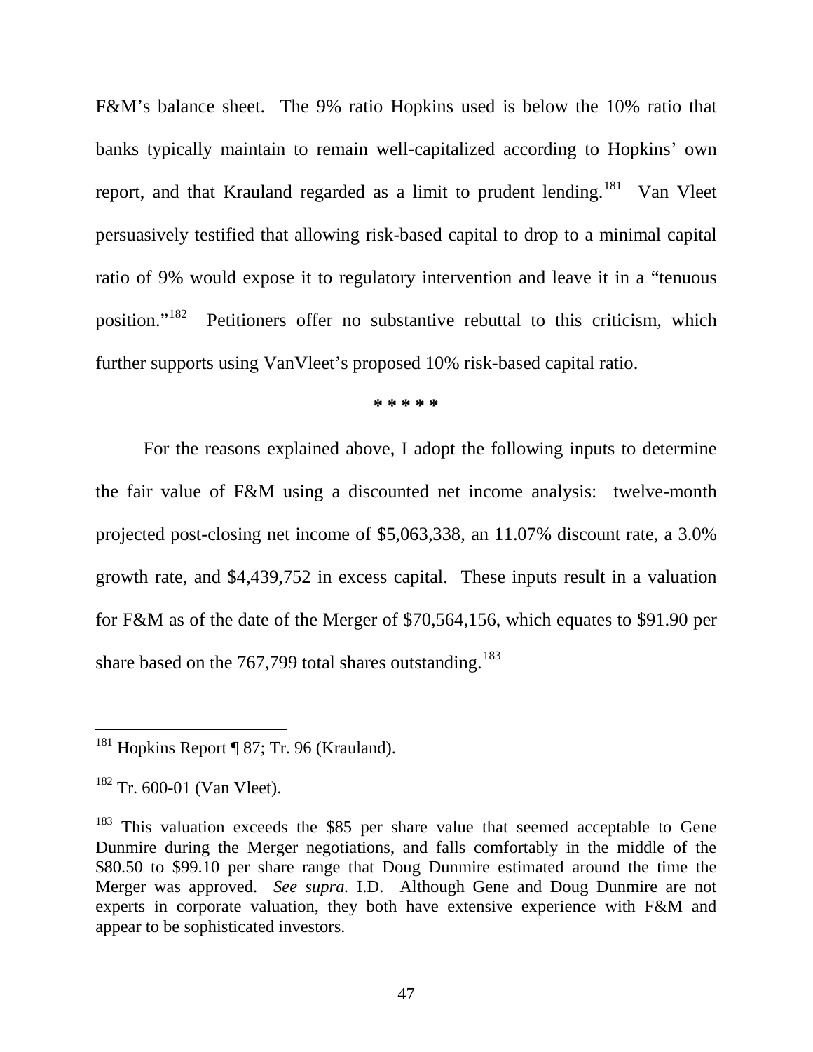F&M's balance sheet. The 9% ratio Hopkins used is below the 10% ratio that banks typically maintain to remain well-capitalized according to Hopkins' own report, and that Krauland regarded as a limit to prudent lending.[181] Van Vleet persuasively testified that allowing risk-based capital to drop to a minimal capital ratio of 9% would expose it to regulatory intervention and leave it in a "tenuous position."[182] Petitioners offer no substantive rebuttal to this criticism, which further supports using VanVleet's proposed 10% risk-based capital ratio.

* * * * *

For the reasons explained above, I adopt the following inputs to determine the fair value of F&M using a discounted net income analysis: twelve-month projected post-closing net income of $5,063,338, an 11.07% discount rate, a 3.0% growth rate, and $4,439,752 in excess capital. These inputs result in a valuation for F&M as of the date of the Merger of $70,564,156, which equates to $91.90 per share based on the 767,799 total shares outstanding.[183]

---

[181] Hopkins Report ¶ 87; Tr. 96 (Krauland).

[182] Tr. 600-01 (Van Vleet).

[183] This valuation exceeds the $85 per share value that seemed acceptable to Gene Dunmire during the Merger negotiations, and falls comfortably in the middle of the $80.50 to $99.10 per share range that Doug Dunmire estimated around the time the Merger was approved. *See supra.* I.D. Although Gene and Doug Dunmire are not experts in corporate valuation, they both have extensive experience with F&M and appear to be sophisticated investors.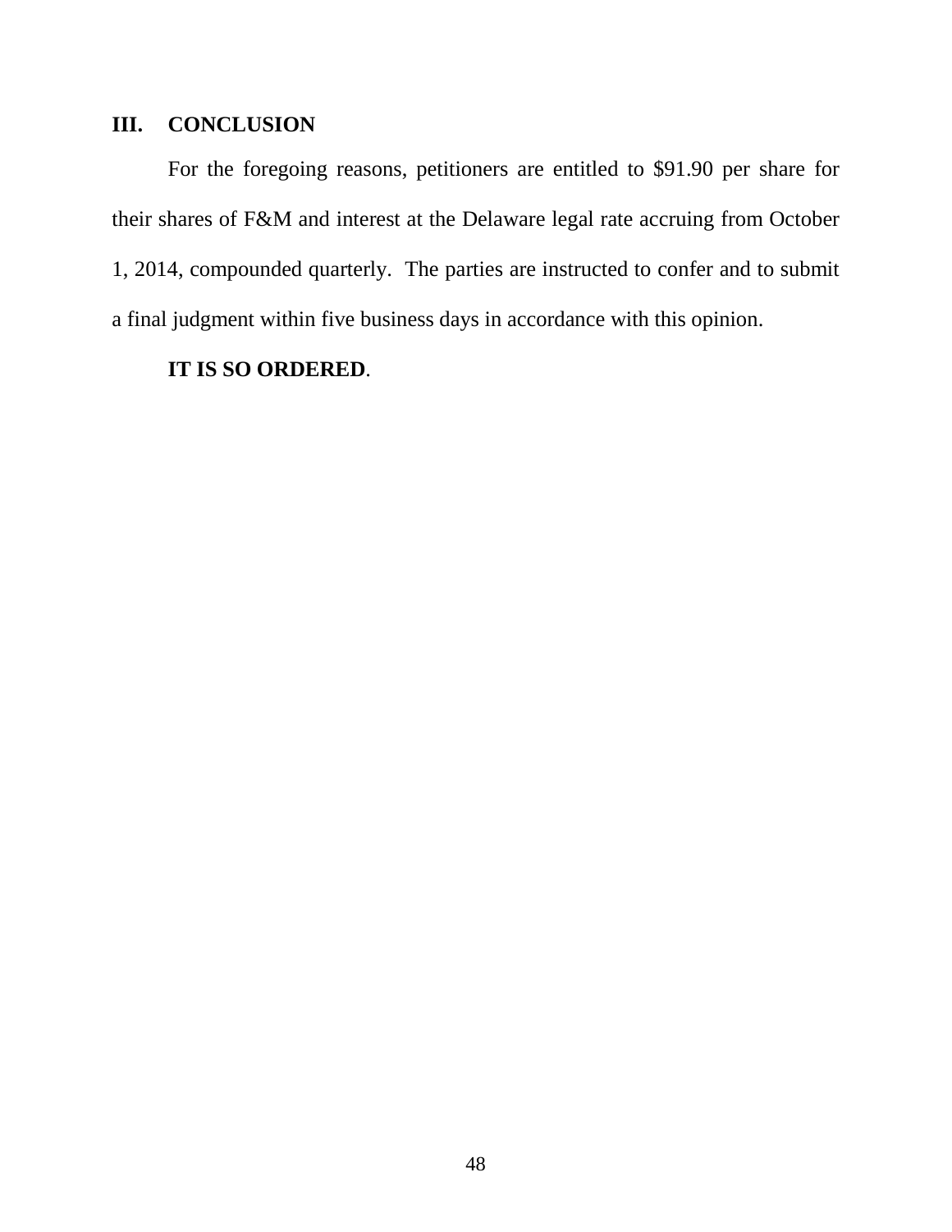## III. CONCLUSION

For the foregoing reasons, petitioners are entitled to $91.90 per share for their shares of F&M and interest at the Delaware legal rate accruing from October 1, 2014, compounded quarterly. The parties are instructed to confer and to submit a final judgment within five business days in accordance with this opinion.

**IT IS SO ORDERED**.